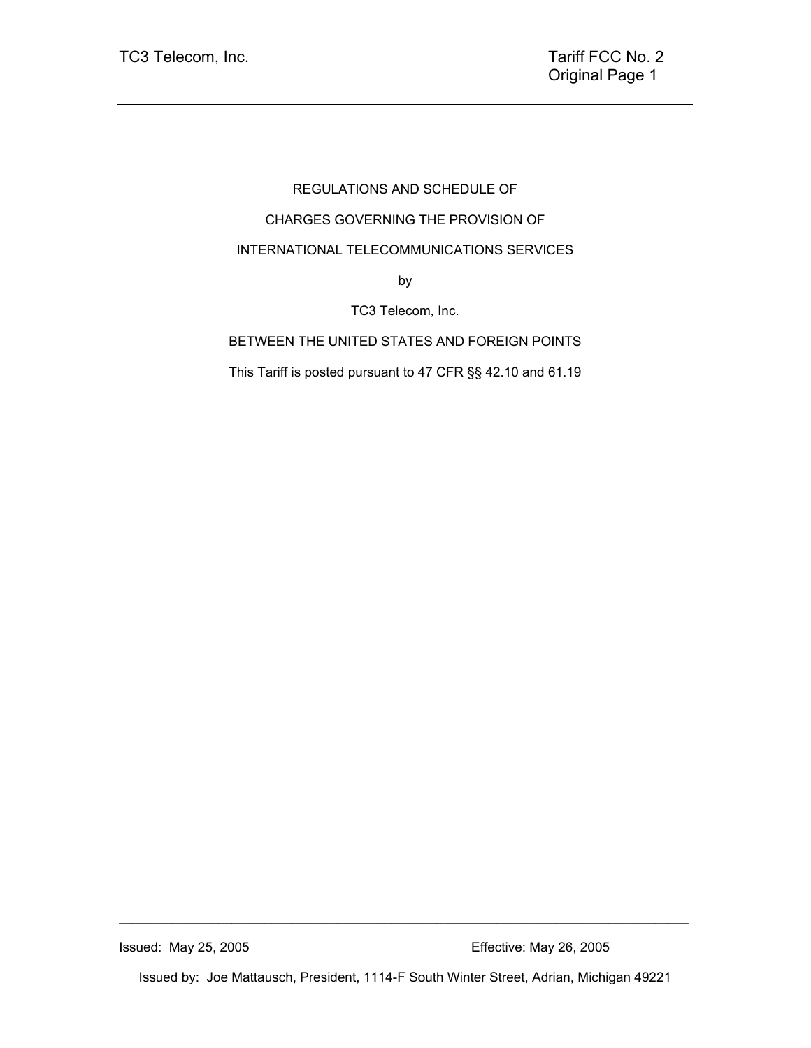REGULATIONS AND SCHEDULE OF

CHARGES GOVERNING THE PROVISION OF

INTERNATIONAL TELECOMMUNICATIONS SERVICES

by

TC3 Telecom, Inc.

BETWEEN THE UNITED STATES AND FOREIGN POINTS

This Tariff is posted pursuant to 47 CFR §§ 42.10 and 61.19

Issued: May 25, 2005 Effective: May 26, 2005

Issued by: Joe Mattausch, President, 1114-F South Winter Street, Adrian, Michigan 49221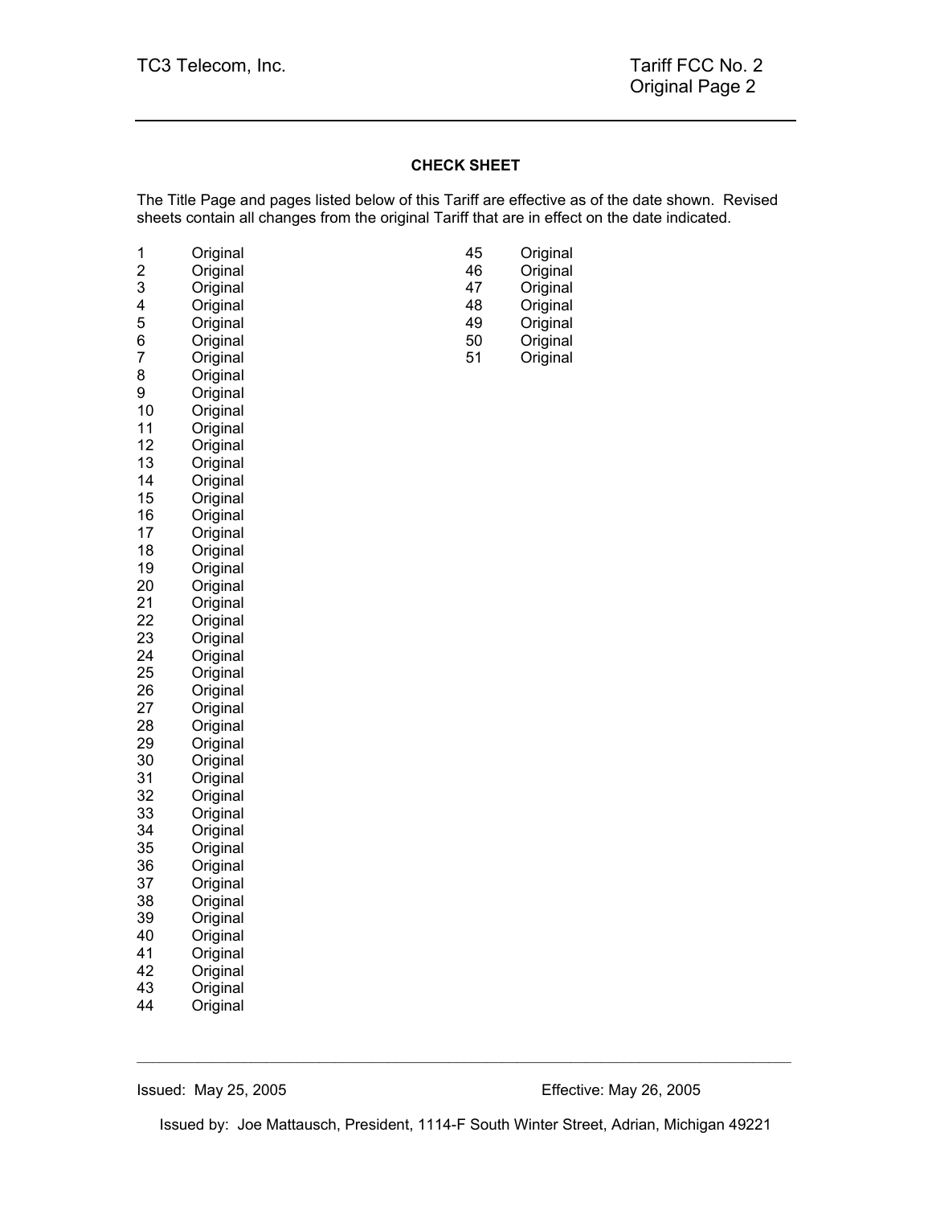## CHECK SHEET

The Title Page and pages listed below of this Tariff are effective as of the date shown. Revised sheets contain all changes from the original Tariff that are in effect on the date indicated.

| Page | Revision |
|---|---|
| 1 | Original |
| 2 | Original |
| 3 | Original |
| 4 | Original |
| 5 | Original |
| 6 | Original |
| 7 | Original |
| 8 | Original |
| 9 | Original |
| 10 | Original |
| 11 | Original |
| 12 | Original |
| 13 | Original |
| 14 | Original |
| 15 | Original |
| 16 | Original |
| 17 | Original |
| 18 | Original |
| 19 | Original |
| 20 | Original |
| 21 | Original |
| 22 | Original |
| 23 | Original |
| 24 | Original |
| 25 | Original |
| 26 | Original |
| 27 | Original |
| 28 | Original |
| 29 | Original |
| 30 | Original |
| 31 | Original |
| 32 | Original |
| 33 | Original |
| 34 | Original |
| 35 | Original |
| 36 | Original |
| 37 | Original |
| 38 | Original |
| 39 | Original |
| 40 | Original |
| 41 | Original |
| 42 | Original |
| 43 | Original |
| 44 | Original |
| 45 | Original |
| 46 | Original |
| 47 | Original |
| 48 | Original |
| 49 | Original |
| 50 | Original |
| 51 | Original |

Issued: May 25, 2005 Effective: May 26, 2005

Issued by: Joe Mattausch, President, 1114-F South Winter Street, Adrian, Michigan 49221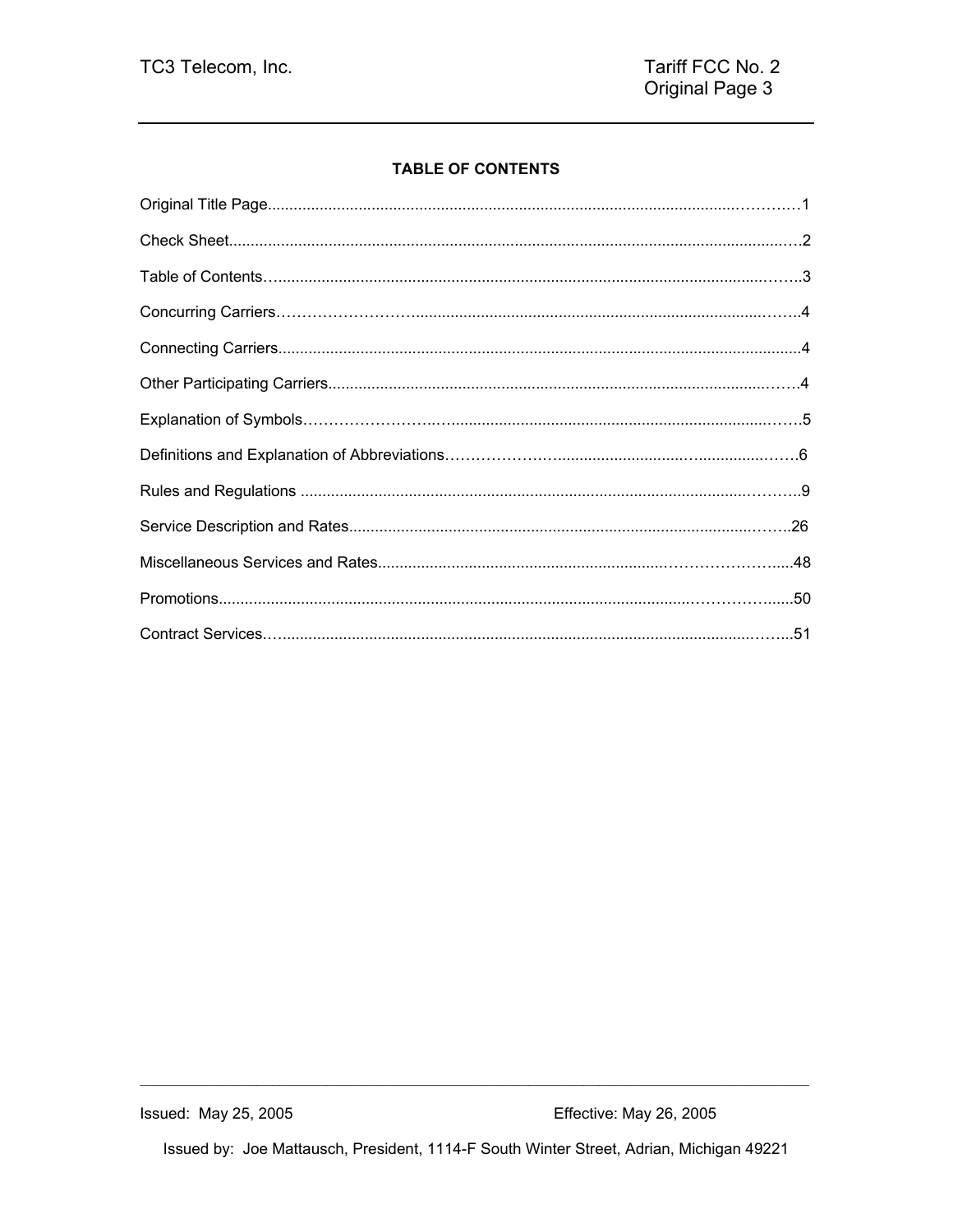**TABLE OF CONTENTS**

| Section | Page |
|---|---|
| Original Title Page | 1 |
| Check Sheet | 2 |
| Table of Contents | 3 |
| Concurring Carriers | 4 |
| Connecting Carriers | 4 |
| Other Participating Carriers | 4 |
| Explanation of Symbols | 5 |
| Definitions and Explanation of Abbreviations | 6 |
| Rules and Regulations | 9 |
| Service Description and Rates | 26 |
| Miscellaneous Services and Rates | 48 |
| Promotions | 50 |
| Contract Services | 51 |

Issued: May 25, 2005 Effective: May 26, 2005

Issued by: Joe Mattausch, President, 1114-F South Winter Street, Adrian, Michigan 49221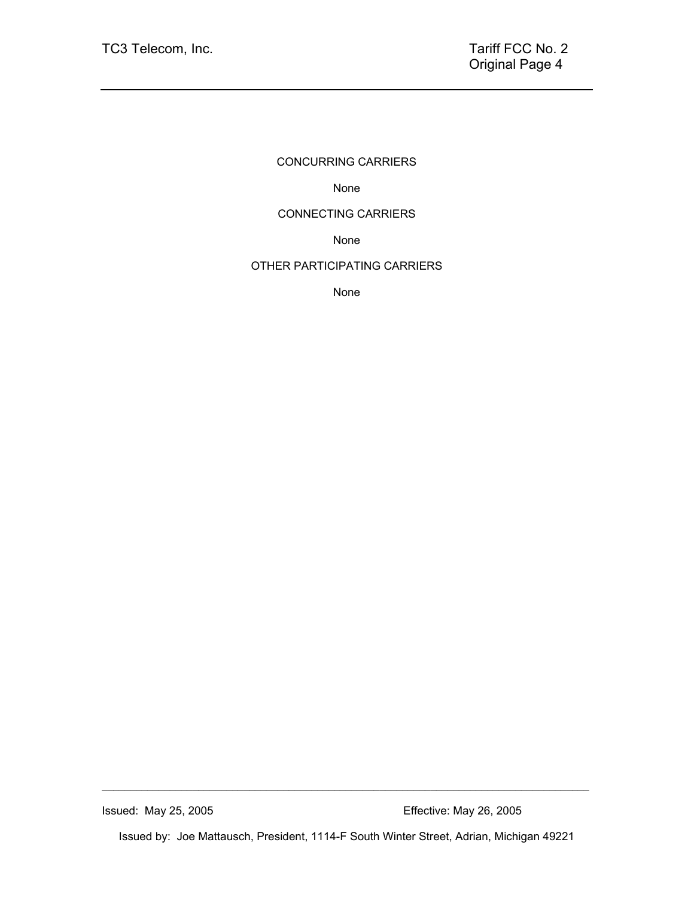## CONCURRING CARRIERS

None

## CONNECTING CARRIERS

None

## OTHER PARTICIPATING CARRIERS

None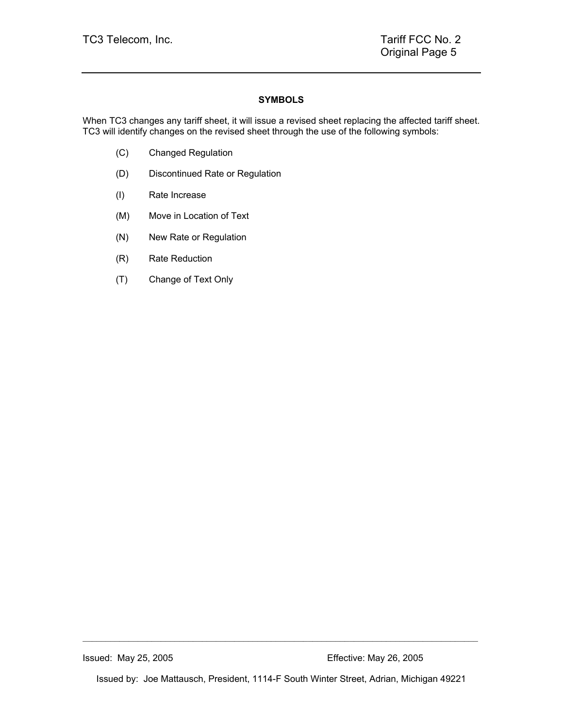## SYMBOLS

When TC3 changes any tariff sheet, it will issue a revised sheet replacing the affected tariff sheet. TC3 will identify changes on the revised sheet through the use of the following symbols:

- (C) Changed Regulation
- (D) Discontinued Rate or Regulation
- (I) Rate Increase
- (M) Move in Location of Text
- (N) New Rate or Regulation
- (R) Rate Reduction
- (T) Change of Text Only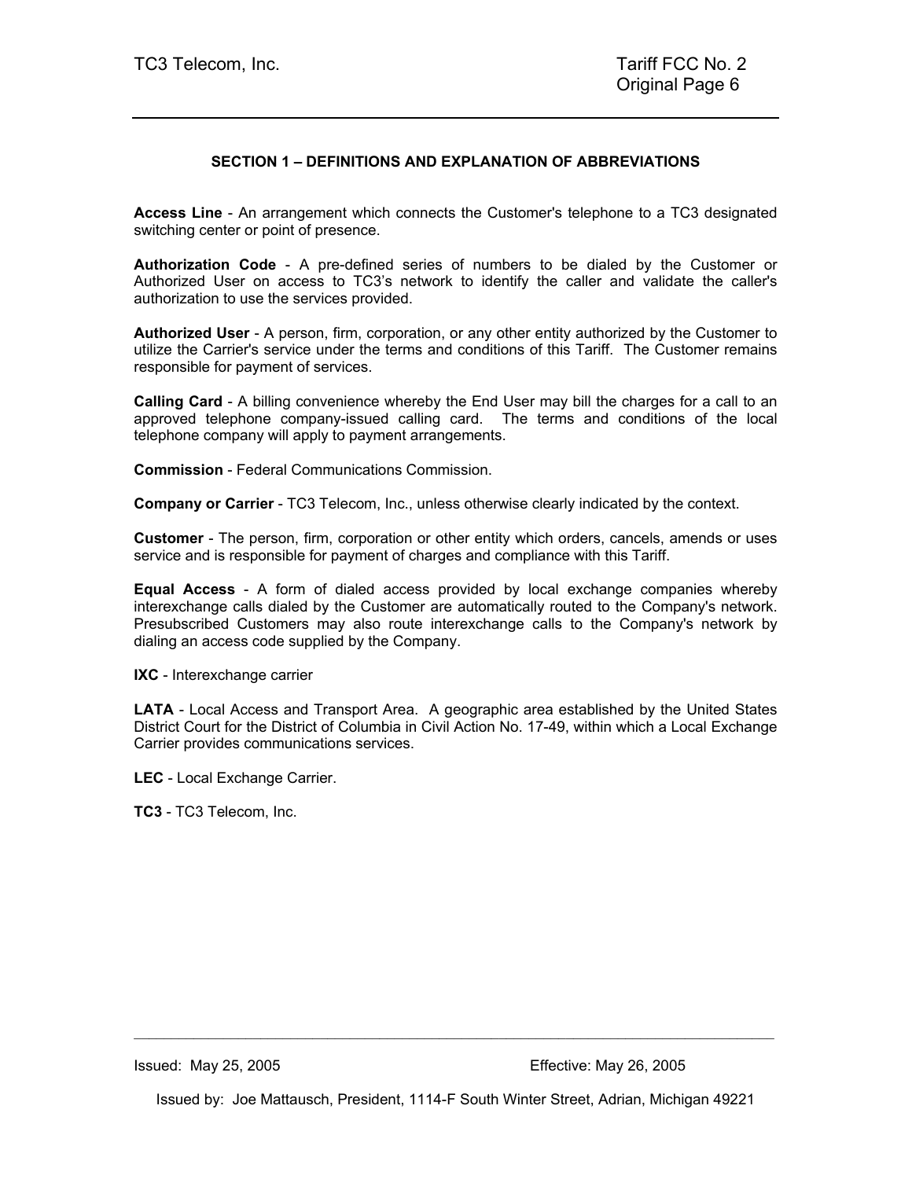## SECTION 1 – DEFINITIONS AND EXPLANATION OF ABBREVIATIONS

**Access Line** - An arrangement which connects the Customer's telephone to a TC3 designated switching center or point of presence.

**Authorization Code** - A pre-defined series of numbers to be dialed by the Customer or Authorized User on access to TC3's network to identify the caller and validate the caller's authorization to use the services provided.

**Authorized User** - A person, firm, corporation, or any other entity authorized by the Customer to utilize the Carrier's service under the terms and conditions of this Tariff. The Customer remains responsible for payment of services.

**Calling Card** - A billing convenience whereby the End User may bill the charges for a call to an approved telephone company-issued calling card. The terms and conditions of the local telephone company will apply to payment arrangements.

**Commission** - Federal Communications Commission.

**Company or Carrier** - TC3 Telecom, Inc., unless otherwise clearly indicated by the context.

**Customer** - The person, firm, corporation or other entity which orders, cancels, amends or uses service and is responsible for payment of charges and compliance with this Tariff.

**Equal Access** - A form of dialed access provided by local exchange companies whereby interexchange calls dialed by the Customer are automatically routed to the Company's network. Presubscribed Customers may also route interexchange calls to the Company's network by dialing an access code supplied by the Company.

**IXC** - Interexchange carrier

**LATA** - Local Access and Transport Area. A geographic area established by the United States District Court for the District of Columbia in Civil Action No. 17-49, within which a Local Exchange Carrier provides communications services.

**LEC** - Local Exchange Carrier.

**TC3** - TC3 Telecom, Inc.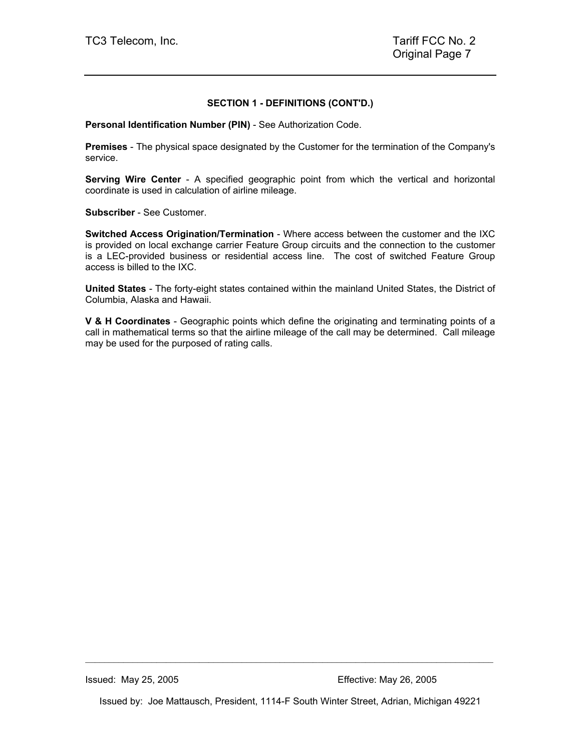## SECTION 1 - DEFINITIONS (CONT'D.)

**Personal Identification Number (PIN)** - See Authorization Code.

**Premises** - The physical space designated by the Customer for the termination of the Company's service.

**Serving Wire Center** - A specified geographic point from which the vertical and horizontal coordinate is used in calculation of airline mileage.

**Subscriber** - See Customer.

**Switched Access Origination/Termination** - Where access between the customer and the IXC is provided on local exchange carrier Feature Group circuits and the connection to the customer is a LEC-provided business or residential access line. The cost of switched Feature Group access is billed to the IXC.

**United States** - The forty-eight states contained within the mainland United States, the District of Columbia, Alaska and Hawaii.

**V & H Coordinates** - Geographic points which define the originating and terminating points of a call in mathematical terms so that the airline mileage of the call may be determined. Call mileage may be used for the purposed of rating calls.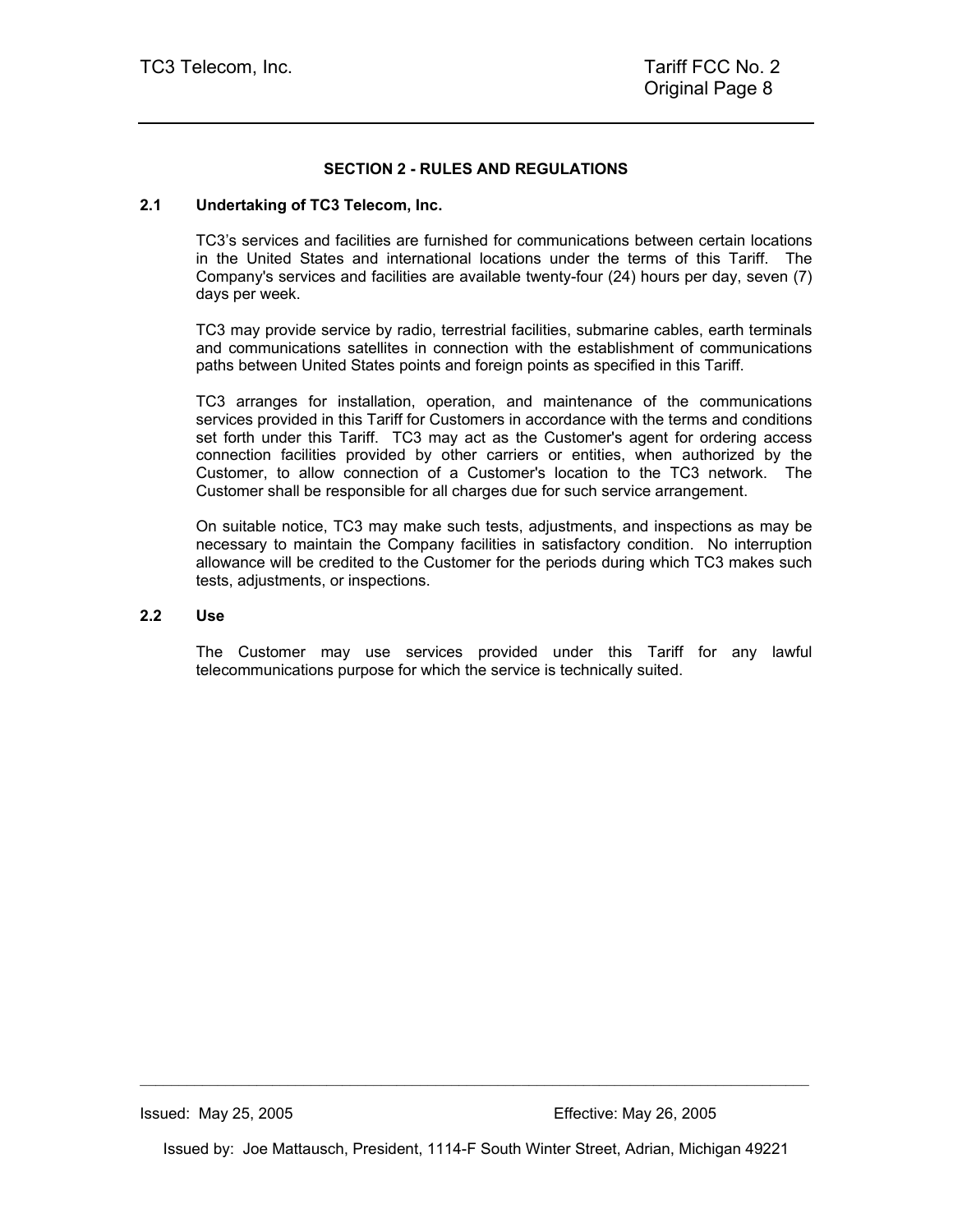## SECTION 2 - RULES AND REGULATIONS

### 2.1 Undertaking of TC3 Telecom, Inc.

TC3's services and facilities are furnished for communications between certain locations in the United States and international locations under the terms of this Tariff. The Company's services and facilities are available twenty-four (24) hours per day, seven (7) days per week.

TC3 may provide service by radio, terrestrial facilities, submarine cables, earth terminals and communications satellites in connection with the establishment of communications paths between United States points and foreign points as specified in this Tariff.

TC3 arranges for installation, operation, and maintenance of the communications services provided in this Tariff for Customers in accordance with the terms and conditions set forth under this Tariff. TC3 may act as the Customer's agent for ordering access connection facilities provided by other carriers or entities, when authorized by the Customer, to allow connection of a Customer's location to the TC3 network. The Customer shall be responsible for all charges due for such service arrangement.

On suitable notice, TC3 may make such tests, adjustments, and inspections as may be necessary to maintain the Company facilities in satisfactory condition. No interruption allowance will be credited to the Customer for the periods during which TC3 makes such tests, adjustments, or inspections.

### 2.2 Use

The Customer may use services provided under this Tariff for any lawful telecommunications purpose for which the service is technically suited.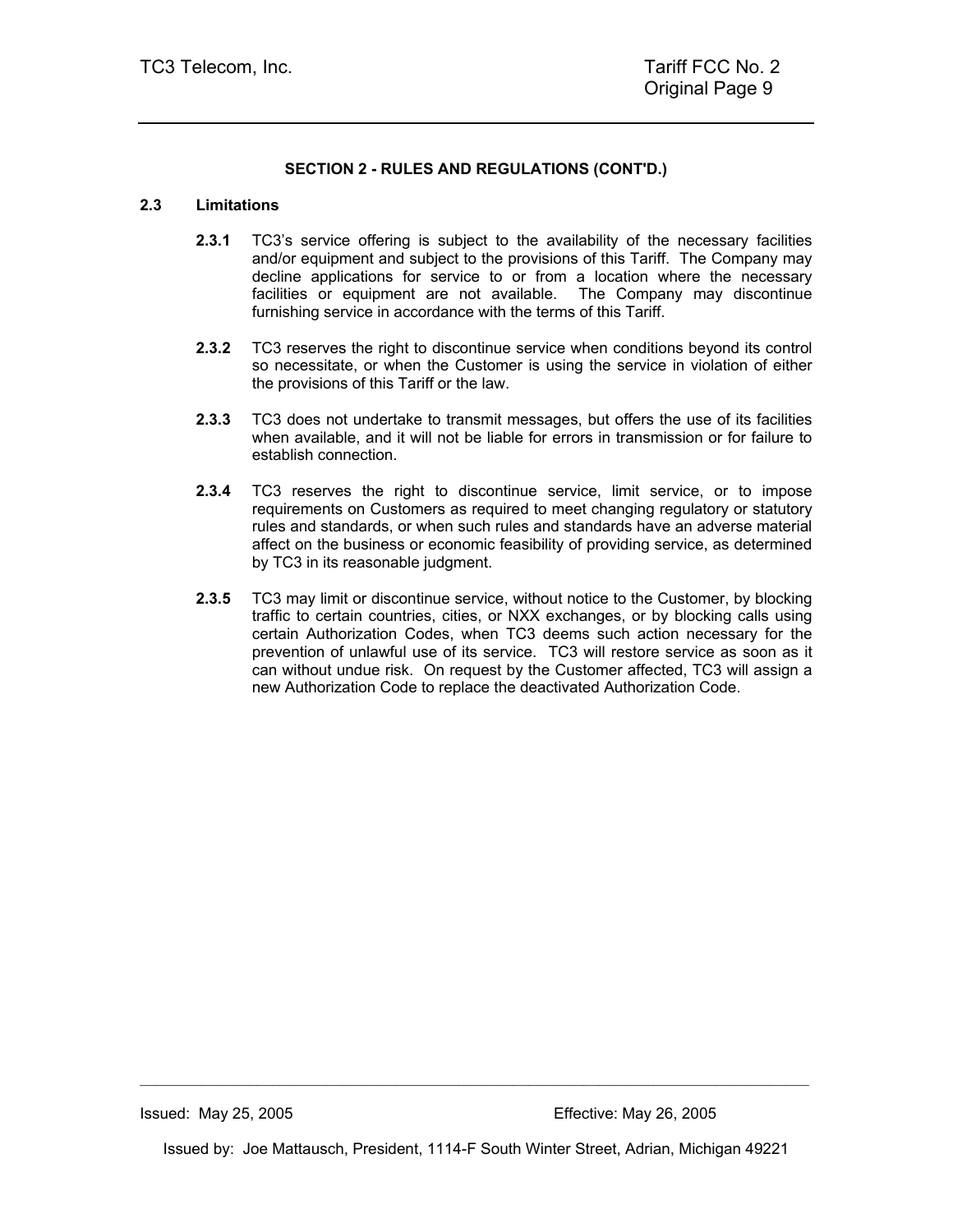**SECTION 2 - RULES AND REGULATIONS (CONT'D.)**

## 2.3 Limitations

**2.3.1** TC3's service offering is subject to the availability of the necessary facilities and/or equipment and subject to the provisions of this Tariff. The Company may decline applications for service to or from a location where the necessary facilities or equipment are not available. The Company may discontinue furnishing service in accordance with the terms of this Tariff.

**2.3.2** TC3 reserves the right to discontinue service when conditions beyond its control so necessitate, or when the Customer is using the service in violation of either the provisions of this Tariff or the law.

**2.3.3** TC3 does not undertake to transmit messages, but offers the use of its facilities when available, and it will not be liable for errors in transmission or for failure to establish connection.

**2.3.4** TC3 reserves the right to discontinue service, limit service, or to impose requirements on Customers as required to meet changing regulatory or statutory rules and standards, or when such rules and standards have an adverse material affect on the business or economic feasibility of providing service, as determined by TC3 in its reasonable judgment.

**2.3.5** TC3 may limit or discontinue service, without notice to the Customer, by blocking traffic to certain countries, cities, or NXX exchanges, or by blocking calls using certain Authorization Codes, when TC3 deems such action necessary for the prevention of unlawful use of its service. TC3 will restore service as soon as it can without undue risk. On request by the Customer affected, TC3 will assign a new Authorization Code to replace the deactivated Authorization Code.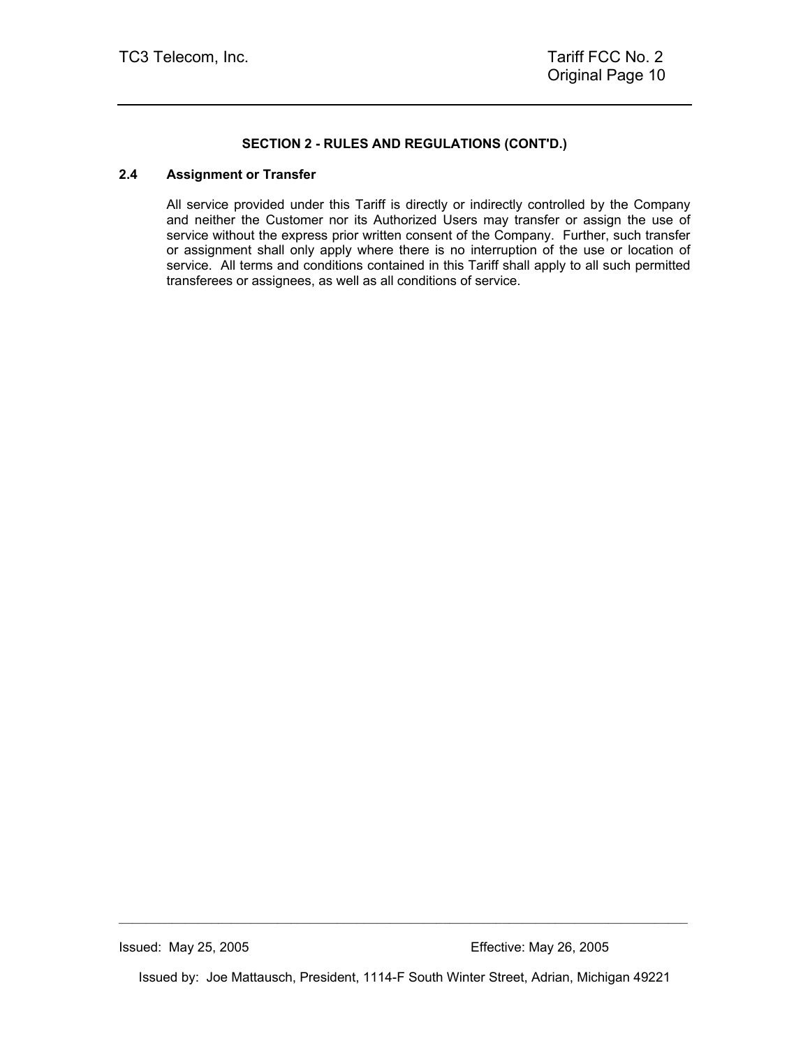**SECTION 2 - RULES AND REGULATIONS (CONT'D.)**

## 2.4 Assignment or Transfer

All service provided under this Tariff is directly or indirectly controlled by the Company and neither the Customer nor its Authorized Users may transfer or assign the use of service without the express prior written consent of the Company. Further, such transfer or assignment shall only apply where there is no interruption of the use or location of service. All terms and conditions contained in this Tariff shall apply to all such permitted transferees or assignees, as well as all conditions of service.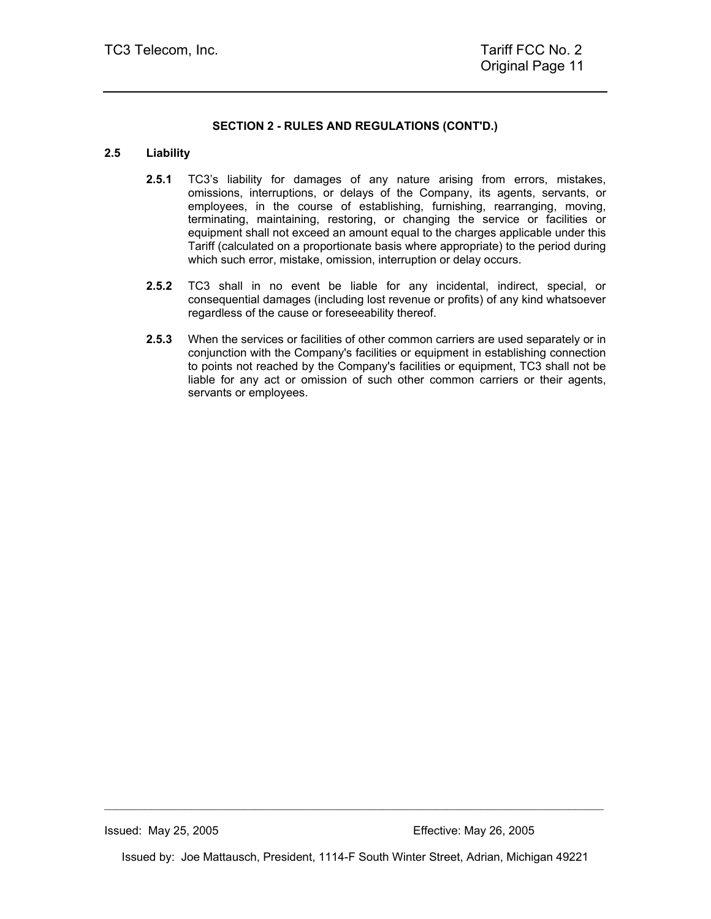**SECTION 2 - RULES AND REGULATIONS (CONT'D.)**

## 2.5 Liability

**2.5.1** TC3's liability for damages of any nature arising from errors, mistakes, omissions, interruptions, or delays of the Company, its agents, servants, or employees, in the course of establishing, furnishing, rearranging, moving, terminating, maintaining, restoring, or changing the service or facilities or equipment shall not exceed an amount equal to the charges applicable under this Tariff (calculated on a proportionate basis where appropriate) to the period during which such error, mistake, omission, interruption or delay occurs.

**2.5.2** TC3 shall in no event be liable for any incidental, indirect, special, or consequential damages (including lost revenue or profits) of any kind whatsoever regardless of the cause or foreseeability thereof.

**2.5.3** When the services or facilities of other common carriers are used separately or in conjunction with the Company's facilities or equipment in establishing connection to points not reached by the Company's facilities or equipment, TC3 shall not be liable for any act or omission of such other common carriers or their agents, servants or employees.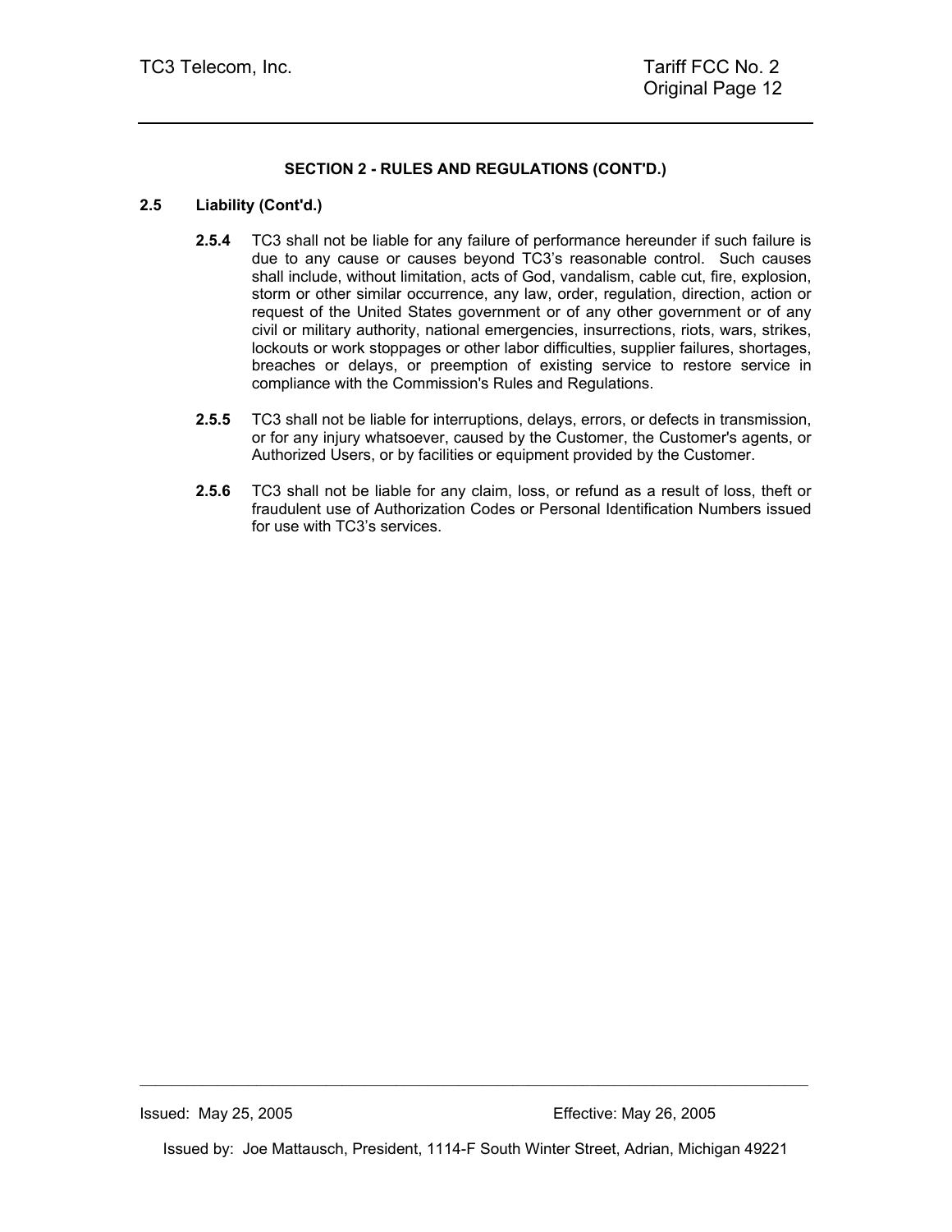**SECTION 2 - RULES AND REGULATIONS (CONT'D.)**

**2.5 Liability (Cont'd.)**

**2.5.4** TC3 shall not be liable for any failure of performance hereunder if such failure is due to any cause or causes beyond TC3's reasonable control. Such causes shall include, without limitation, acts of God, vandalism, cable cut, fire, explosion, storm or other similar occurrence, any law, order, regulation, direction, action or request of the United States government or of any other government or of any civil or military authority, national emergencies, insurrections, riots, wars, strikes, lockouts or work stoppages or other labor difficulties, supplier failures, shortages, breaches or delays, or preemption of existing service to restore service in compliance with the Commission's Rules and Regulations.

**2.5.5** TC3 shall not be liable for interruptions, delays, errors, or defects in transmission, or for any injury whatsoever, caused by the Customer, the Customer's agents, or Authorized Users, or by facilities or equipment provided by the Customer.

**2.5.6** TC3 shall not be liable for any claim, loss, or refund as a result of loss, theft or fraudulent use of Authorization Codes or Personal Identification Numbers issued for use with TC3's services.

Issued: May 25, 2005 Effective: May 26, 2005

Issued by: Joe Mattausch, President, 1114-F South Winter Street, Adrian, Michigan 49221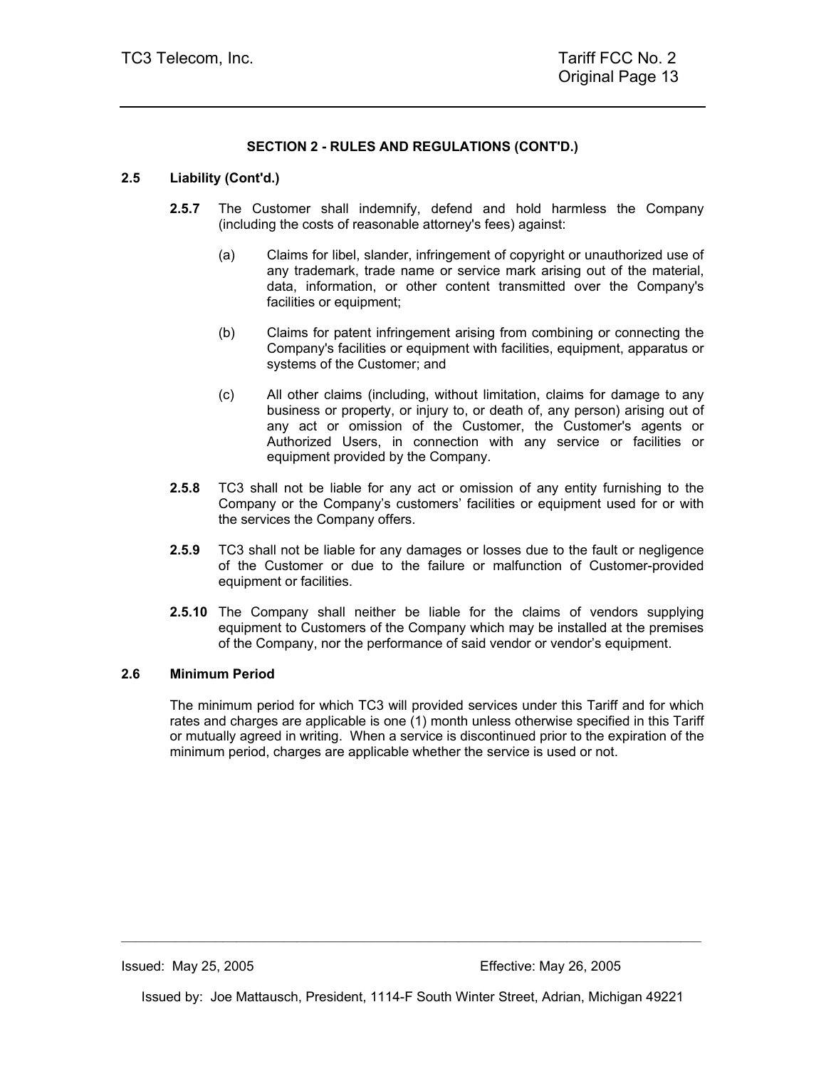**SECTION 2 - RULES AND REGULATIONS (CONT'D.)**

**2.5 Liability (Cont'd.)**

**2.5.7** The Customer shall indemnify, defend and hold harmless the Company (including the costs of reasonable attorney's fees) against:

(a) Claims for libel, slander, infringement of copyright or unauthorized use of any trademark, trade name or service mark arising out of the material, data, information, or other content transmitted over the Company's facilities or equipment;

(b) Claims for patent infringement arising from combining or connecting the Company's facilities or equipment with facilities, equipment, apparatus or systems of the Customer; and

(c) All other claims (including, without limitation, claims for damage to any business or property, or injury to, or death of, any person) arising out of any act or omission of the Customer, the Customer's agents or Authorized Users, in connection with any service or facilities or equipment provided by the Company.

**2.5.8** TC3 shall not be liable for any act or omission of any entity furnishing to the Company or the Company's customers' facilities or equipment used for or with the services the Company offers.

**2.5.9** TC3 shall not be liable for any damages or losses due to the fault or negligence of the Customer or due to the failure or malfunction of Customer-provided equipment or facilities.

**2.5.10** The Company shall neither be liable for the claims of vendors supplying equipment to Customers of the Company which may be installed at the premises of the Company, nor the performance of said vendor or vendor's equipment.

**2.6 Minimum Period**

The minimum period for which TC3 will provided services under this Tariff and for which rates and charges are applicable is one (1) month unless otherwise specified in this Tariff or mutually agreed in writing. When a service is discontinued prior to the expiration of the minimum period, charges are applicable whether the service is used or not.

Issued: May 25, 2005 Effective: May 26, 2005

Issued by: Joe Mattausch, President, 1114-F South Winter Street, Adrian, Michigan 49221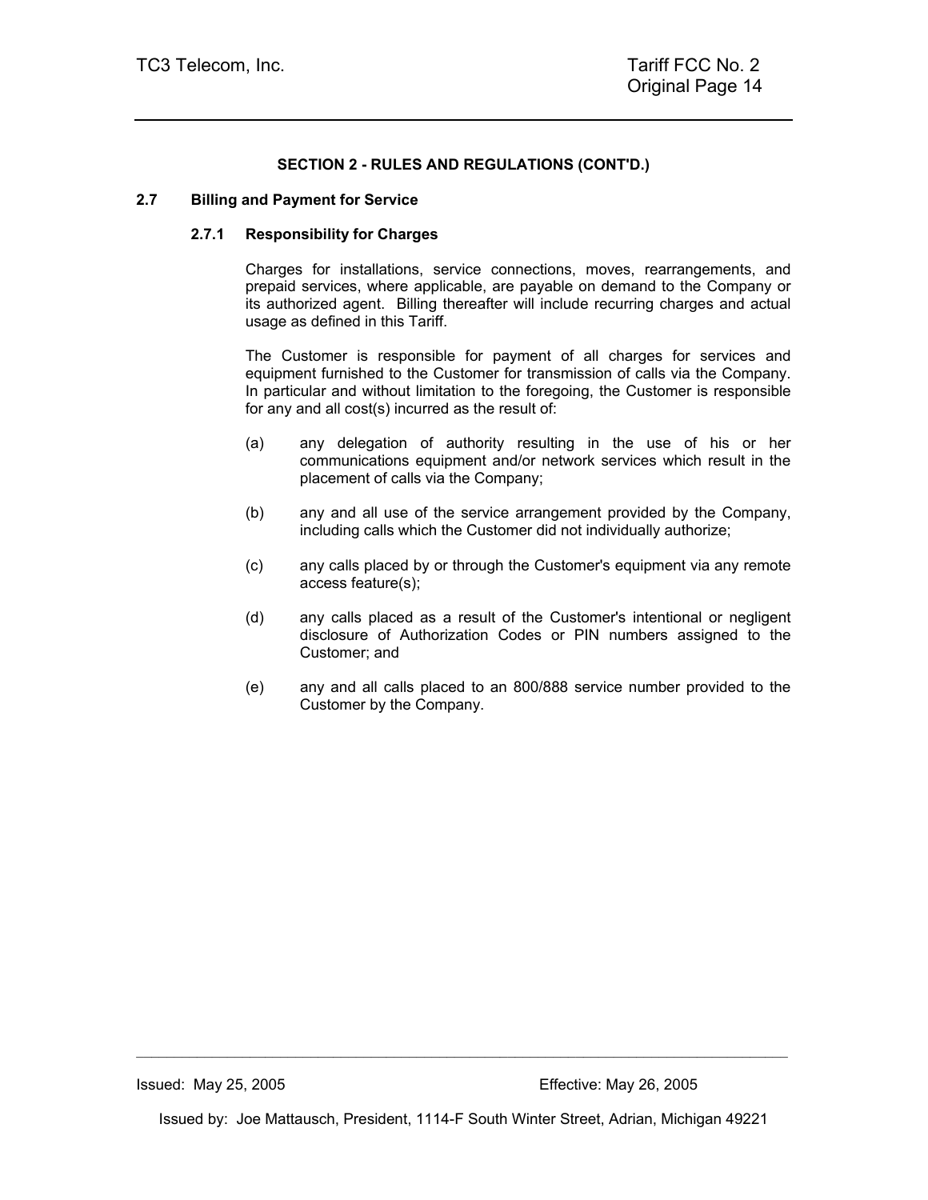**SECTION 2 - RULES AND REGULATIONS (CONT'D.)**

## 2.7 Billing and Payment for Service

### 2.7.1 Responsibility for Charges

Charges for installations, service connections, moves, rearrangements, and prepaid services, where applicable, are payable on demand to the Company or its authorized agent. Billing thereafter will include recurring charges and actual usage as defined in this Tariff.

The Customer is responsible for payment of all charges for services and equipment furnished to the Customer for transmission of calls via the Company. In particular and without limitation to the foregoing, the Customer is responsible for any and all cost(s) incurred as the result of:

(a) any delegation of authority resulting in the use of his or her communications equipment and/or network services which result in the placement of calls via the Company;

(b) any and all use of the service arrangement provided by the Company, including calls which the Customer did not individually authorize;

(c) any calls placed by or through the Customer's equipment via any remote access feature(s);

(d) any calls placed as a result of the Customer's intentional or negligent disclosure of Authorization Codes or PIN numbers assigned to the Customer; and

(e) any and all calls placed to an 800/888 service number provided to the Customer by the Company.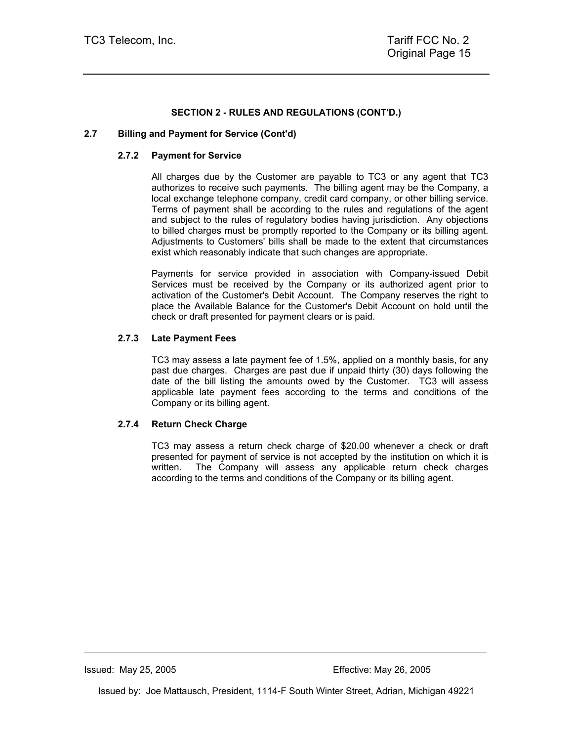**SECTION 2 - RULES AND REGULATIONS (CONT'D.)**

**2.7 Billing and Payment for Service (Cont'd)**

**2.7.2 Payment for Service**

All charges due by the Customer are payable to TC3 or any agent that TC3 authorizes to receive such payments. The billing agent may be the Company, a local exchange telephone company, credit card company, or other billing service. Terms of payment shall be according to the rules and regulations of the agent and subject to the rules of regulatory bodies having jurisdiction. Any objections to billed charges must be promptly reported to the Company or its billing agent. Adjustments to Customers' bills shall be made to the extent that circumstances exist which reasonably indicate that such changes are appropriate.

Payments for service provided in association with Company-issued Debit Services must be received by the Company or its authorized agent prior to activation of the Customer's Debit Account. The Company reserves the right to place the Available Balance for the Customer's Debit Account on hold until the check or draft presented for payment clears or is paid.

**2.7.3 Late Payment Fees**

TC3 may assess a late payment fee of 1.5%, applied on a monthly basis, for any past due charges. Charges are past due if unpaid thirty (30) days following the date of the bill listing the amounts owed by the Customer. TC3 will assess applicable late payment fees according to the terms and conditions of the Company or its billing agent.

**2.7.4 Return Check Charge**

TC3 may assess a return check charge of $20.00 whenever a check or draft presented for payment of service is not accepted by the institution on which it is written. The Company will assess any applicable return check charges according to the terms and conditions of the Company or its billing agent.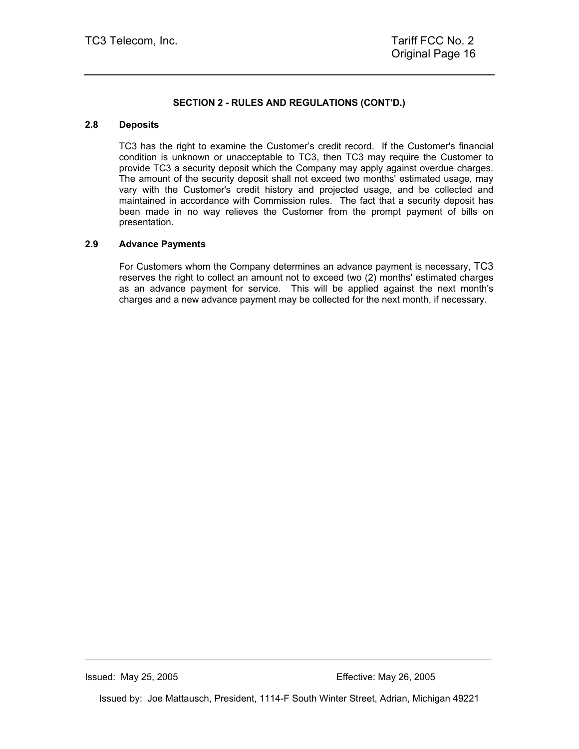**SECTION 2 - RULES AND REGULATIONS (CONT'D.)**

### 2.8 Deposits

TC3 has the right to examine the Customer's credit record. If the Customer's financial condition is unknown or unacceptable to TC3, then TC3 may require the Customer to provide TC3 a security deposit which the Company may apply against overdue charges. The amount of the security deposit shall not exceed two months' estimated usage, may vary with the Customer's credit history and projected usage, and be collected and maintained in accordance with Commission rules. The fact that a security deposit has been made in no way relieves the Customer from the prompt payment of bills on presentation.

### 2.9 Advance Payments

For Customers whom the Company determines an advance payment is necessary, TC3 reserves the right to collect an amount not to exceed two (2) months' estimated charges as an advance payment for service. This will be applied against the next month's charges and a new advance payment may be collected for the next month, if necessary.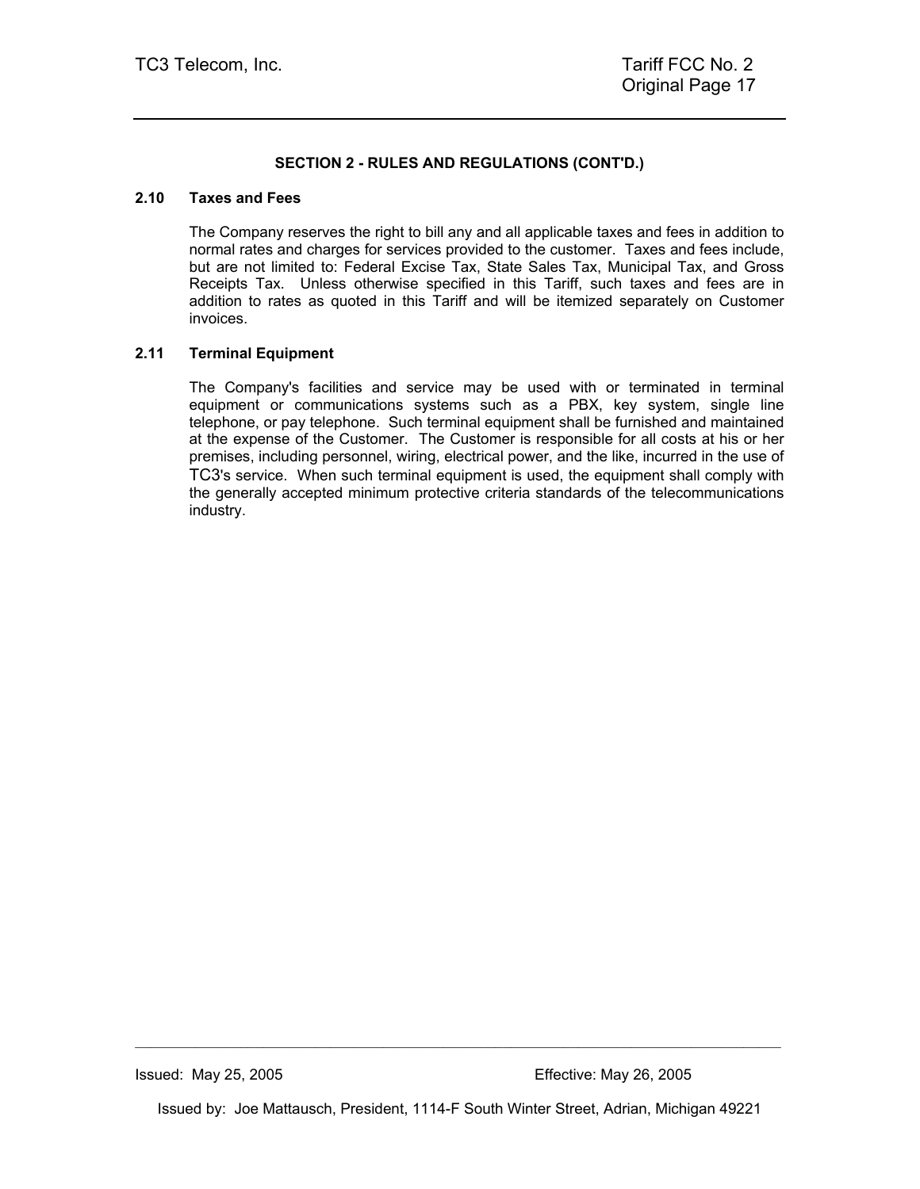**SECTION 2 - RULES AND REGULATIONS (CONT'D.)**

### 2.10 Taxes and Fees

The Company reserves the right to bill any and all applicable taxes and fees in addition to normal rates and charges for services provided to the customer. Taxes and fees include, but are not limited to: Federal Excise Tax, State Sales Tax, Municipal Tax, and Gross Receipts Tax. Unless otherwise specified in this Tariff, such taxes and fees are in addition to rates as quoted in this Tariff and will be itemized separately on Customer invoices.

### 2.11 Terminal Equipment

The Company's facilities and service may be used with or terminated in terminal equipment or communications systems such as a PBX, key system, single line telephone, or pay telephone. Such terminal equipment shall be furnished and maintained at the expense of the Customer. The Customer is responsible for all costs at his or her premises, including personnel, wiring, electrical power, and the like, incurred in the use of TC3's service. When such terminal equipment is used, the equipment shall comply with the generally accepted minimum protective criteria standards of the telecommunications industry.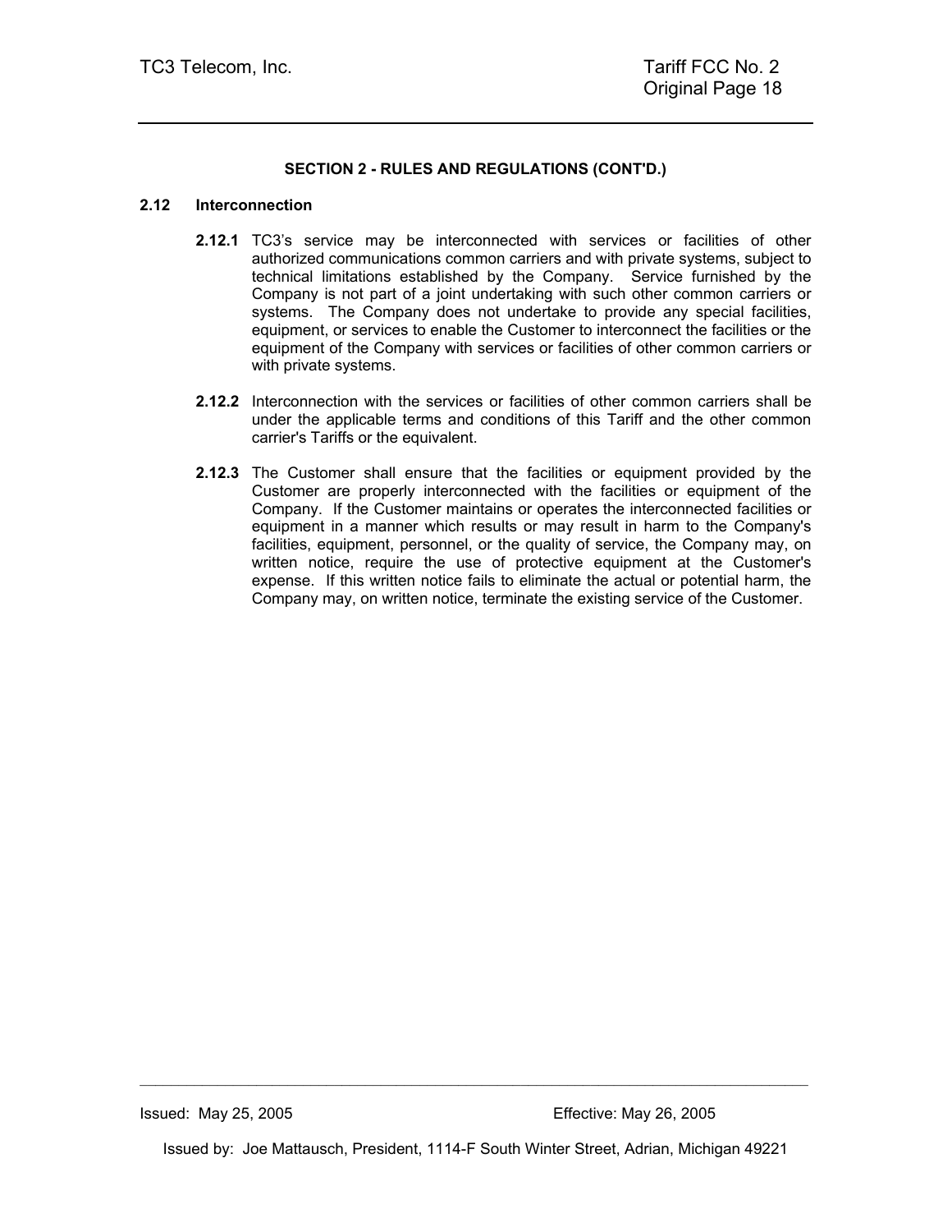**SECTION 2 - RULES AND REGULATIONS (CONT'D.)**

## 2.12 Interconnection

**2.12.1** TC3's service may be interconnected with services or facilities of other authorized communications common carriers and with private systems, subject to technical limitations established by the Company. Service furnished by the Company is not part of a joint undertaking with such other common carriers or systems. The Company does not undertake to provide any special facilities, equipment, or services to enable the Customer to interconnect the facilities or the equipment of the Company with services or facilities of other common carriers or with private systems.

**2.12.2** Interconnection with the services or facilities of other common carriers shall be under the applicable terms and conditions of this Tariff and the other common carrier's Tariffs or the equivalent.

**2.12.3** The Customer shall ensure that the facilities or equipment provided by the Customer are properly interconnected with the facilities or equipment of the Company. If the Customer maintains or operates the interconnected facilities or equipment in a manner which results or may result in harm to the Company's facilities, equipment, personnel, or the quality of service, the Company may, on written notice, require the use of protective equipment at the Customer's expense. If this written notice fails to eliminate the actual or potential harm, the Company may, on written notice, terminate the existing service of the Customer.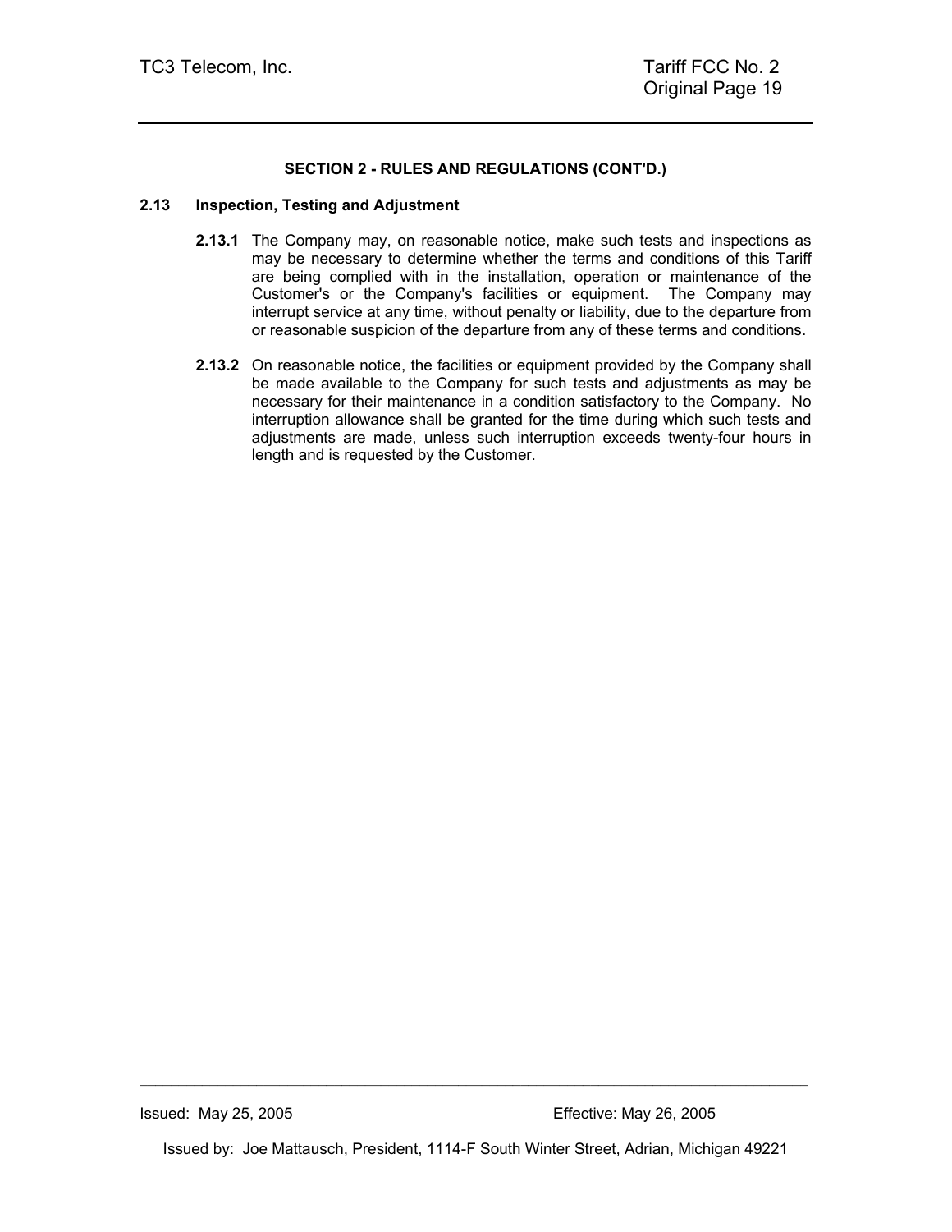**SECTION 2 - RULES AND REGULATIONS (CONT'D.)**

**2.13 Inspection, Testing and Adjustment**

**2.13.1** The Company may, on reasonable notice, make such tests and inspections as may be necessary to determine whether the terms and conditions of this Tariff are being complied with in the installation, operation or maintenance of the Customer's or the Company's facilities or equipment. The Company may interrupt service at any time, without penalty or liability, due to the departure from or reasonable suspicion of the departure from any of these terms and conditions.

**2.13.2** On reasonable notice, the facilities or equipment provided by the Company shall be made available to the Company for such tests and adjustments as may be necessary for their maintenance in a condition satisfactory to the Company. No interruption allowance shall be granted for the time during which such tests and adjustments are made, unless such interruption exceeds twenty-four hours in length and is requested by the Customer.

Issued: May 25, 2005 Effective: May 26, 2005

Issued by: Joe Mattausch, President, 1114-F South Winter Street, Adrian, Michigan 49221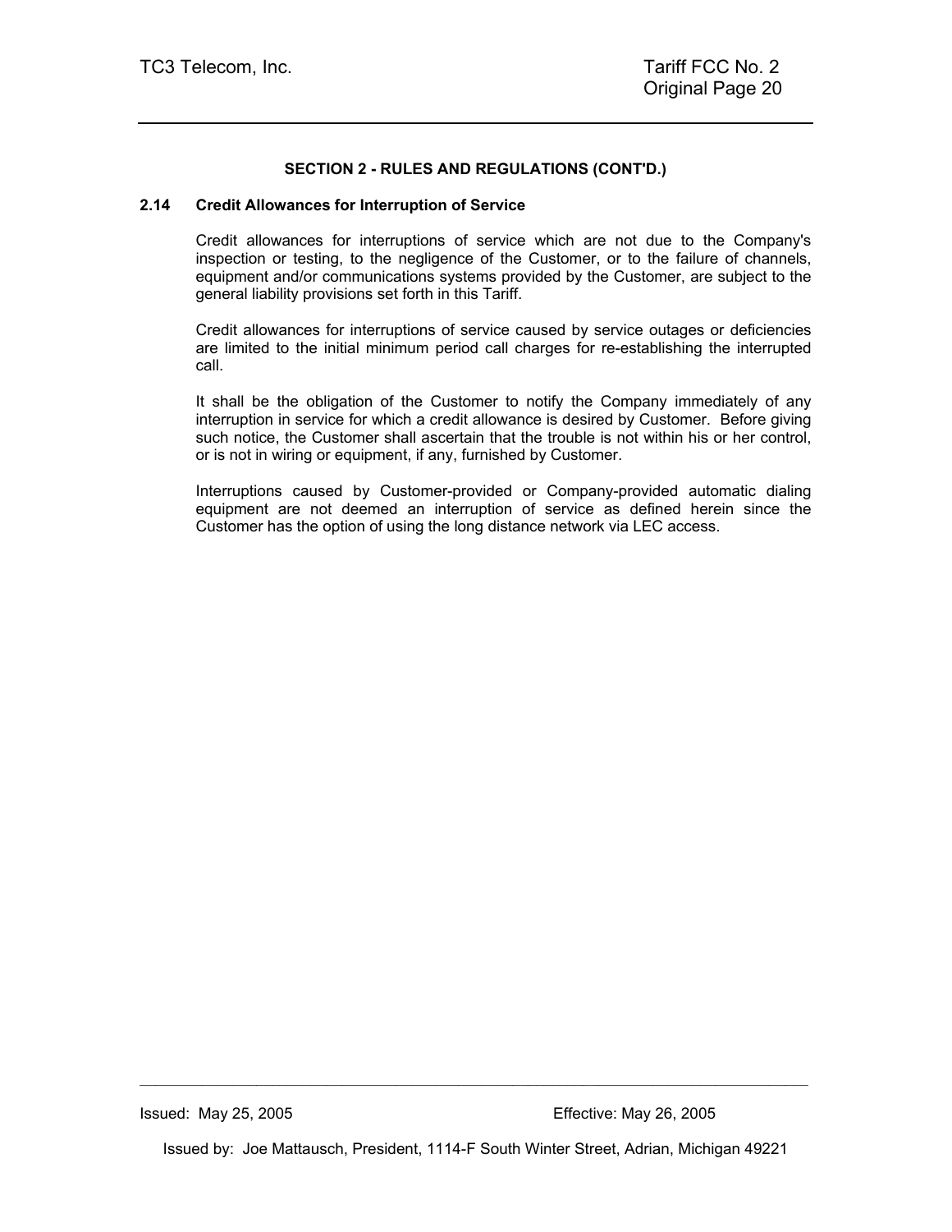## SECTION 2 - RULES AND REGULATIONS (CONT'D.)

### 2.14 Credit Allowances for Interruption of Service

Credit allowances for interruptions of service which are not due to the Company's inspection or testing, to the negligence of the Customer, or to the failure of channels, equipment and/or communications systems provided by the Customer, are subject to the general liability provisions set forth in this Tariff.

Credit allowances for interruptions of service caused by service outages or deficiencies are limited to the initial minimum period call charges for re-establishing the interrupted call.

It shall be the obligation of the Customer to notify the Company immediately of any interruption in service for which a credit allowance is desired by Customer. Before giving such notice, the Customer shall ascertain that the trouble is not within his or her control, or is not in wiring or equipment, if any, furnished by Customer.

Interruptions caused by Customer-provided or Company-provided automatic dialing equipment are not deemed an interruption of service as defined herein since the Customer has the option of using the long distance network via LEC access.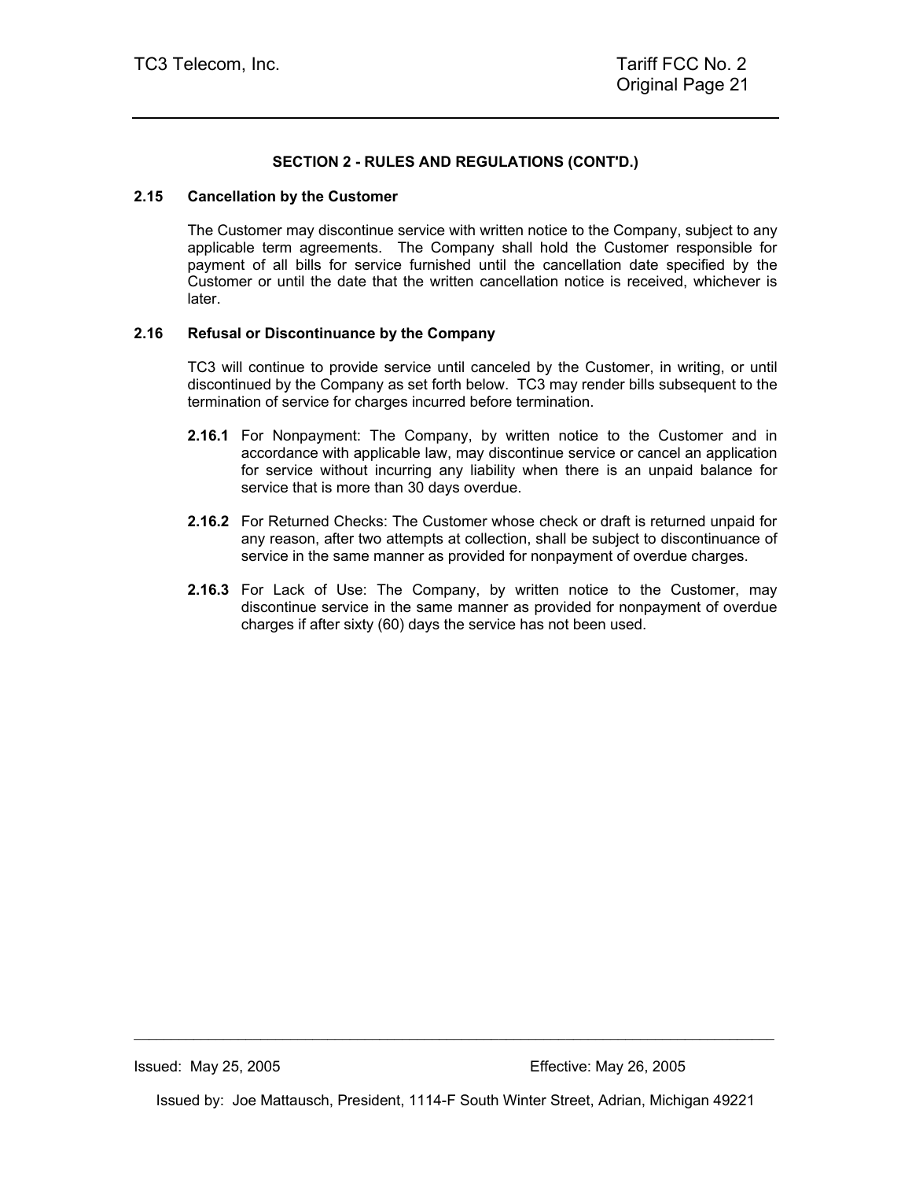## SECTION 2 - RULES AND REGULATIONS (CONT'D.)

### 2.15 Cancellation by the Customer

The Customer may discontinue service with written notice to the Company, subject to any applicable term agreements. The Company shall hold the Customer responsible for payment of all bills for service furnished until the cancellation date specified by the Customer or until the date that the written cancellation notice is received, whichever is later.

### 2.16 Refusal or Discontinuance by the Company

TC3 will continue to provide service until canceled by the Customer, in writing, or until discontinued by the Company as set forth below. TC3 may render bills subsequent to the termination of service for charges incurred before termination.

**2.16.1** For Nonpayment: The Company, by written notice to the Customer and in accordance with applicable law, may discontinue service or cancel an application for service without incurring any liability when there is an unpaid balance for service that is more than 30 days overdue.

**2.16.2** For Returned Checks: The Customer whose check or draft is returned unpaid for any reason, after two attempts at collection, shall be subject to discontinuance of service in the same manner as provided for nonpayment of overdue charges.

**2.16.3** For Lack of Use: The Company, by written notice to the Customer, may discontinue service in the same manner as provided for nonpayment of overdue charges if after sixty (60) days the service has not been used.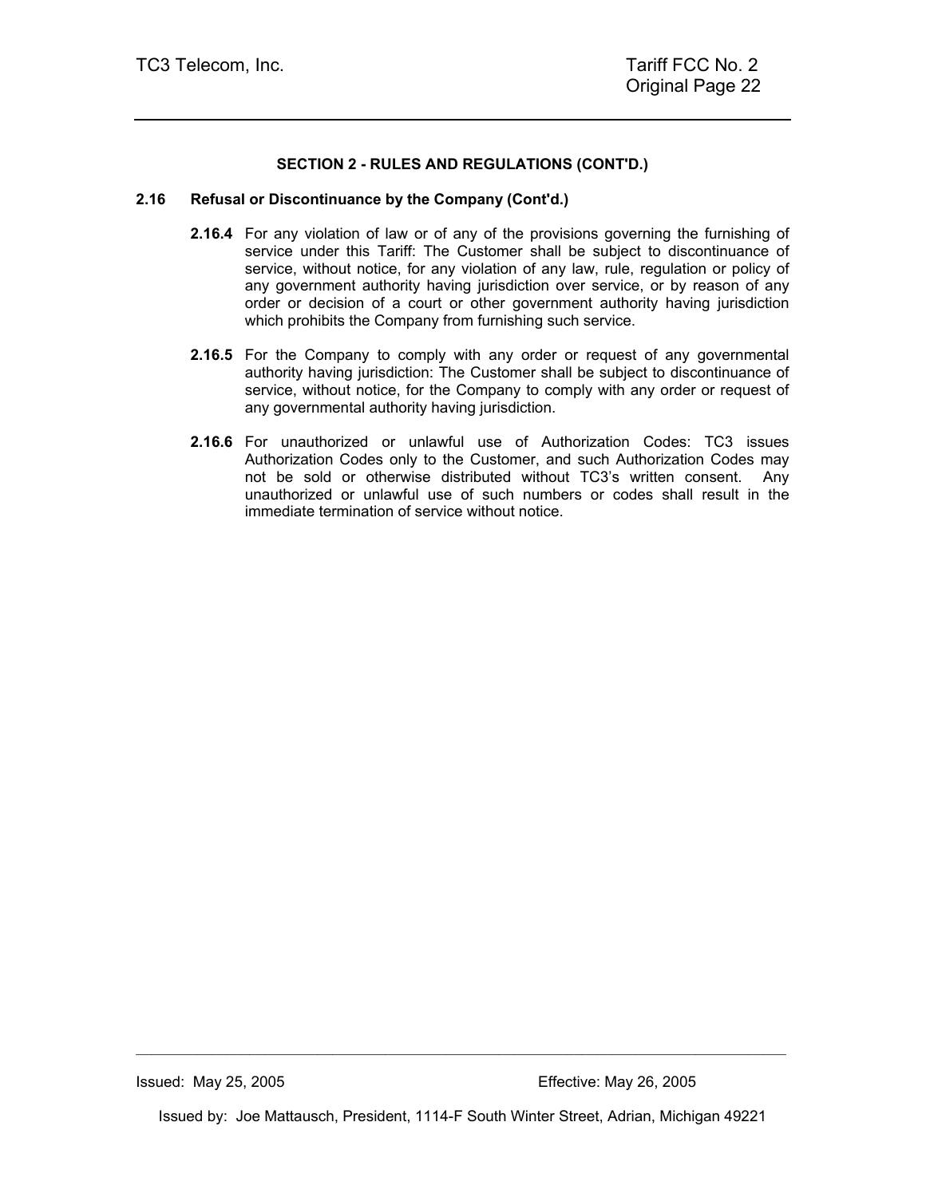**SECTION 2 - RULES AND REGULATIONS (CONT'D.)**

**2.16 Refusal or Discontinuance by the Company (Cont'd.)**

**2.16.4** For any violation of law or of any of the provisions governing the furnishing of service under this Tariff: The Customer shall be subject to discontinuance of service, without notice, for any violation of any law, rule, regulation or policy of any government authority having jurisdiction over service, or by reason of any order or decision of a court or other government authority having jurisdiction which prohibits the Company from furnishing such service.

**2.16.5** For the Company to comply with any order or request of any governmental authority having jurisdiction: The Customer shall be subject to discontinuance of service, without notice, for the Company to comply with any order or request of any governmental authority having jurisdiction.

**2.16.6** For unauthorized or unlawful use of Authorization Codes: TC3 issues Authorization Codes only to the Customer, and such Authorization Codes may not be sold or otherwise distributed without TC3's written consent. Any unauthorized or unlawful use of such numbers or codes shall result in the immediate termination of service without notice.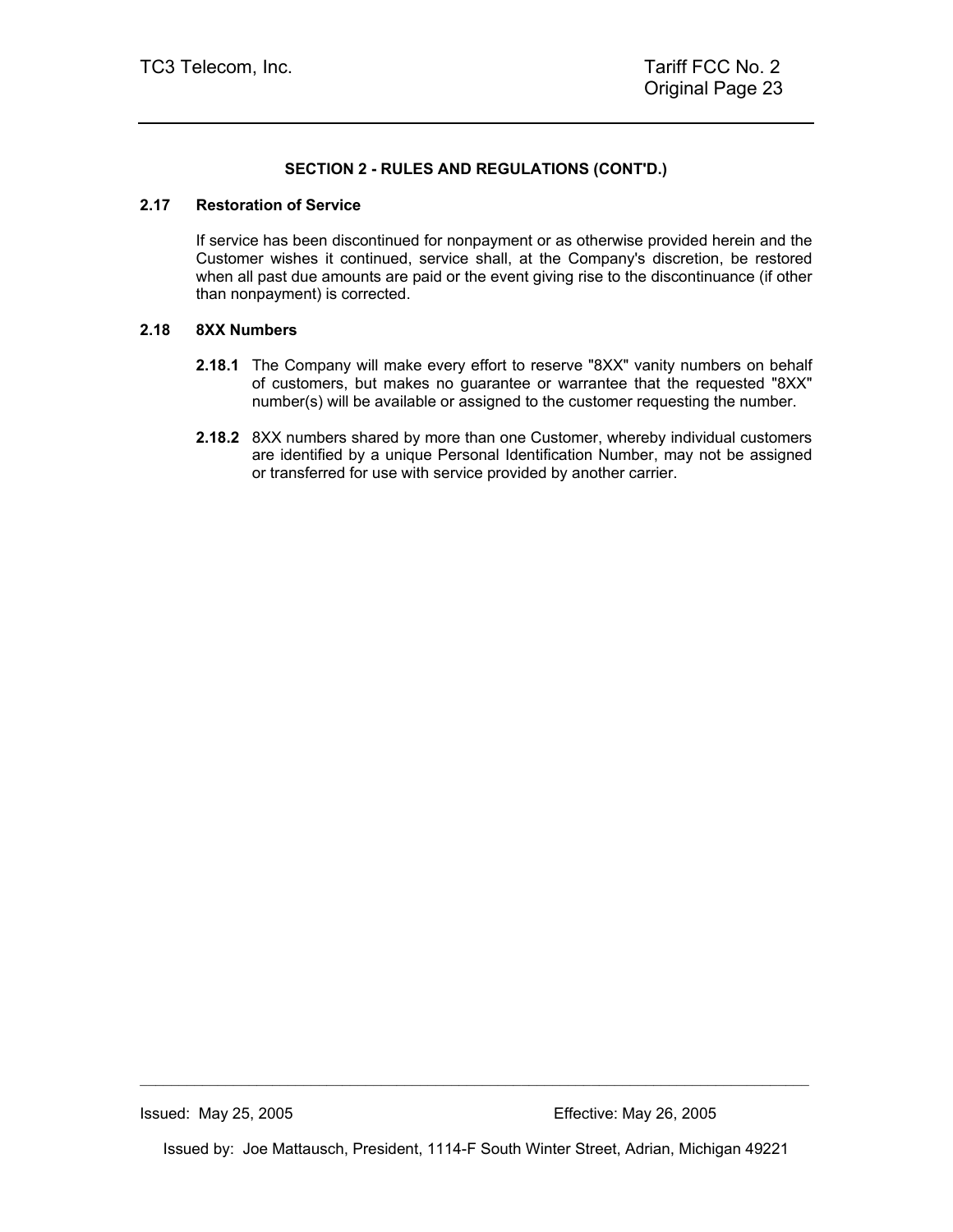**SECTION 2 - RULES AND REGULATIONS (CONT'D.)**

**2.17 Restoration of Service**

If service has been discontinued for nonpayment or as otherwise provided herein and the Customer wishes it continued, service shall, at the Company's discretion, be restored when all past due amounts are paid or the event giving rise to the discontinuance (if other than nonpayment) is corrected.

**2.18 8XX Numbers**

**2.18.1** The Company will make every effort to reserve "8XX" vanity numbers on behalf of customers, but makes no guarantee or warrantee that the requested "8XX" number(s) will be available or assigned to the customer requesting the number.

**2.18.2** 8XX numbers shared by more than one Customer, whereby individual customers are identified by a unique Personal Identification Number, may not be assigned or transferred for use with service provided by another carrier.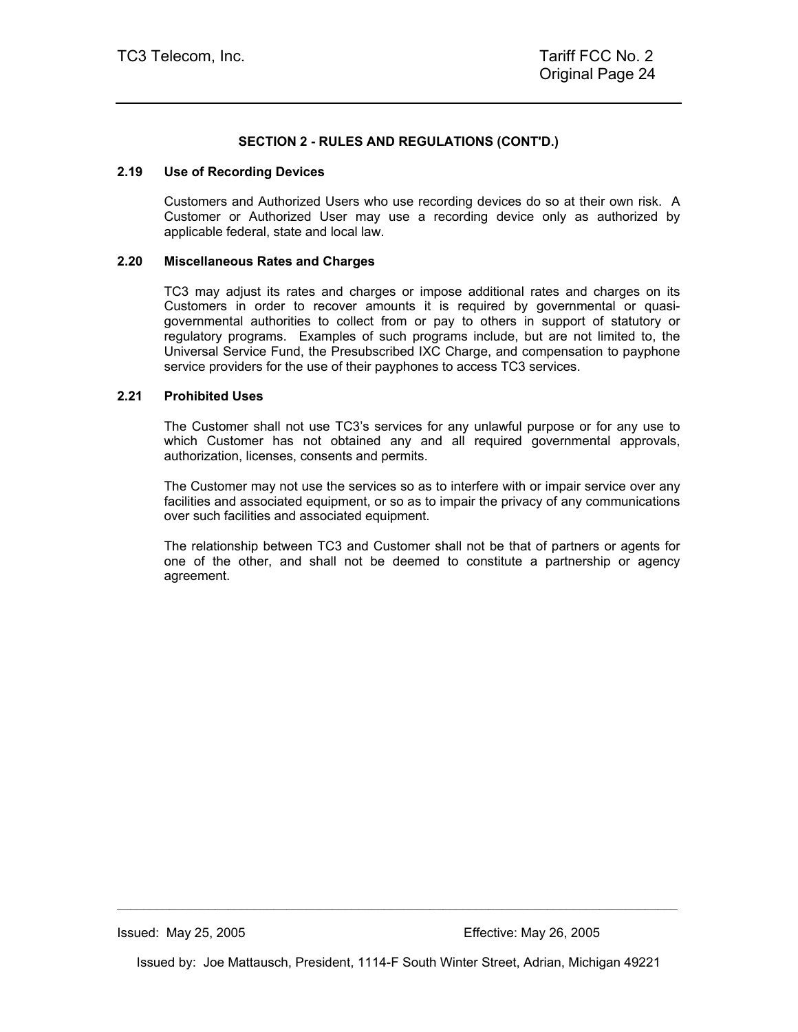**SECTION 2 - RULES AND REGULATIONS (CONT'D.)**

**2.19 Use of Recording Devices**

Customers and Authorized Users who use recording devices do so at their own risk. A Customer or Authorized User may use a recording device only as authorized by applicable federal, state and local law.

**2.20 Miscellaneous Rates and Charges**

TC3 may adjust its rates and charges or impose additional rates and charges on its Customers in order to recover amounts it is required by governmental or quasi-governmental authorities to collect from or pay to others in support of statutory or regulatory programs. Examples of such programs include, but are not limited to, the Universal Service Fund, the Presubscribed IXC Charge, and compensation to payphone service providers for the use of their payphones to access TC3 services.

**2.21 Prohibited Uses**

The Customer shall not use TC3's services for any unlawful purpose or for any use to which Customer has not obtained any and all required governmental approvals, authorization, licenses, consents and permits.

The Customer may not use the services so as to interfere with or impair service over any facilities and associated equipment, or so as to impair the privacy of any communications over such facilities and associated equipment.

The relationship between TC3 and Customer shall not be that of partners or agents for one of the other, and shall not be deemed to constitute a partnership or agency agreement.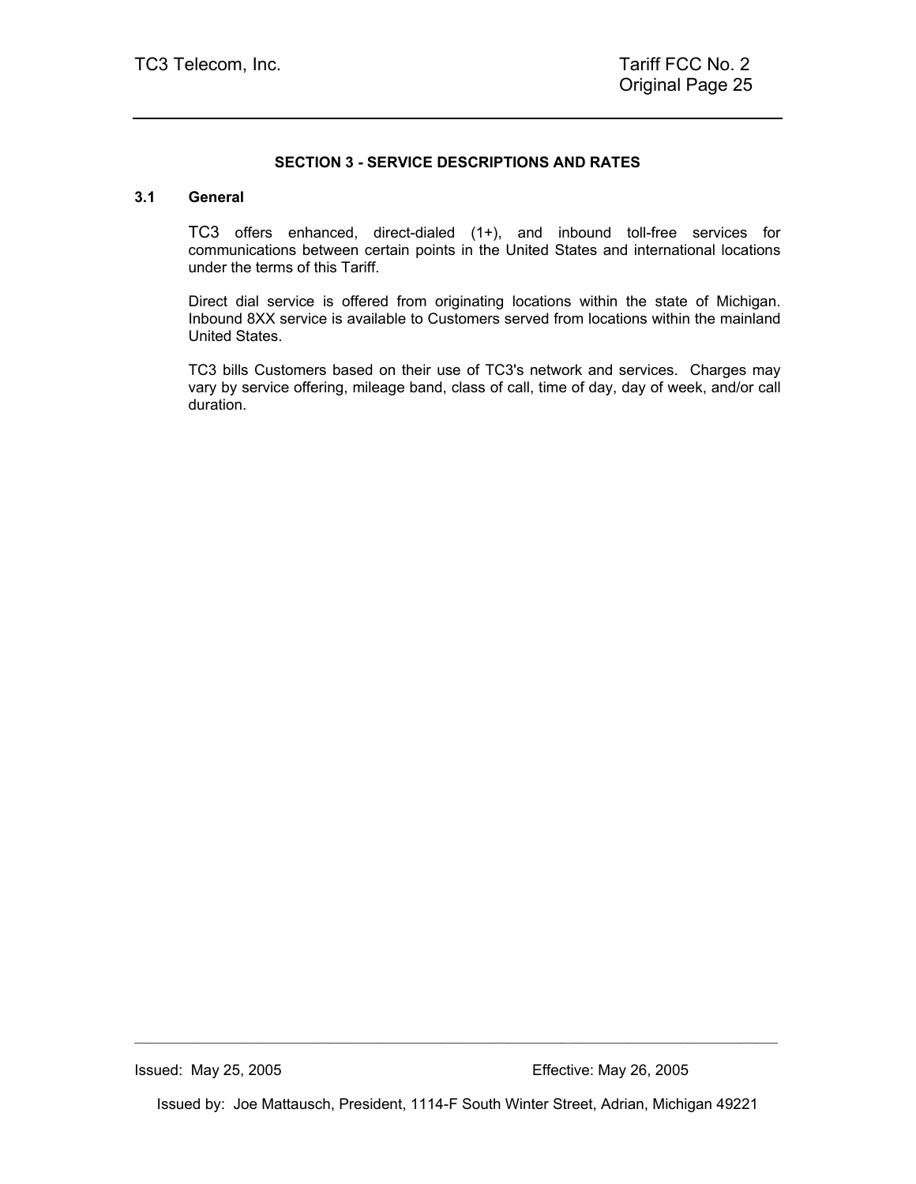## SECTION 3 - SERVICE DESCRIPTIONS AND RATES

### 3.1 General

TC3 offers enhanced, direct-dialed (1+), and inbound toll-free services for communications between certain points in the United States and international locations under the terms of this Tariff.

Direct dial service is offered from originating locations within the state of Michigan. Inbound 8XX service is available to Customers served from locations within the mainland United States.

TC3 bills Customers based on their use of TC3's network and services. Charges may vary by service offering, mileage band, class of call, time of day, day of week, and/or call duration.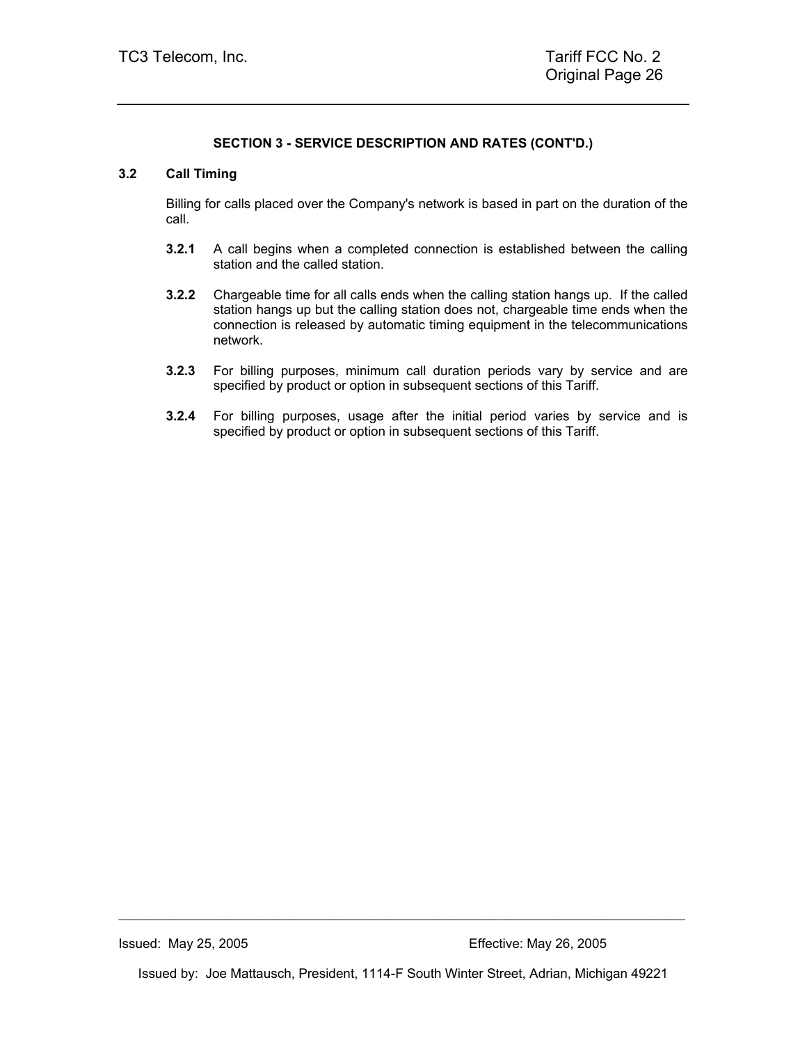**SECTION 3 - SERVICE DESCRIPTION AND RATES (CONT'D.)**

## 3.2 Call Timing

Billing for calls placed over the Company's network is based in part on the duration of the call.

**3.2.1** A call begins when a completed connection is established between the calling station and the called station.

**3.2.2** Chargeable time for all calls ends when the calling station hangs up. If the called station hangs up but the calling station does not, chargeable time ends when the connection is released by automatic timing equipment in the telecommunications network.

**3.2.3** For billing purposes, minimum call duration periods vary by service and are specified by product or option in subsequent sections of this Tariff.

**3.2.4** For billing purposes, usage after the initial period varies by service and is specified by product or option in subsequent sections of this Tariff.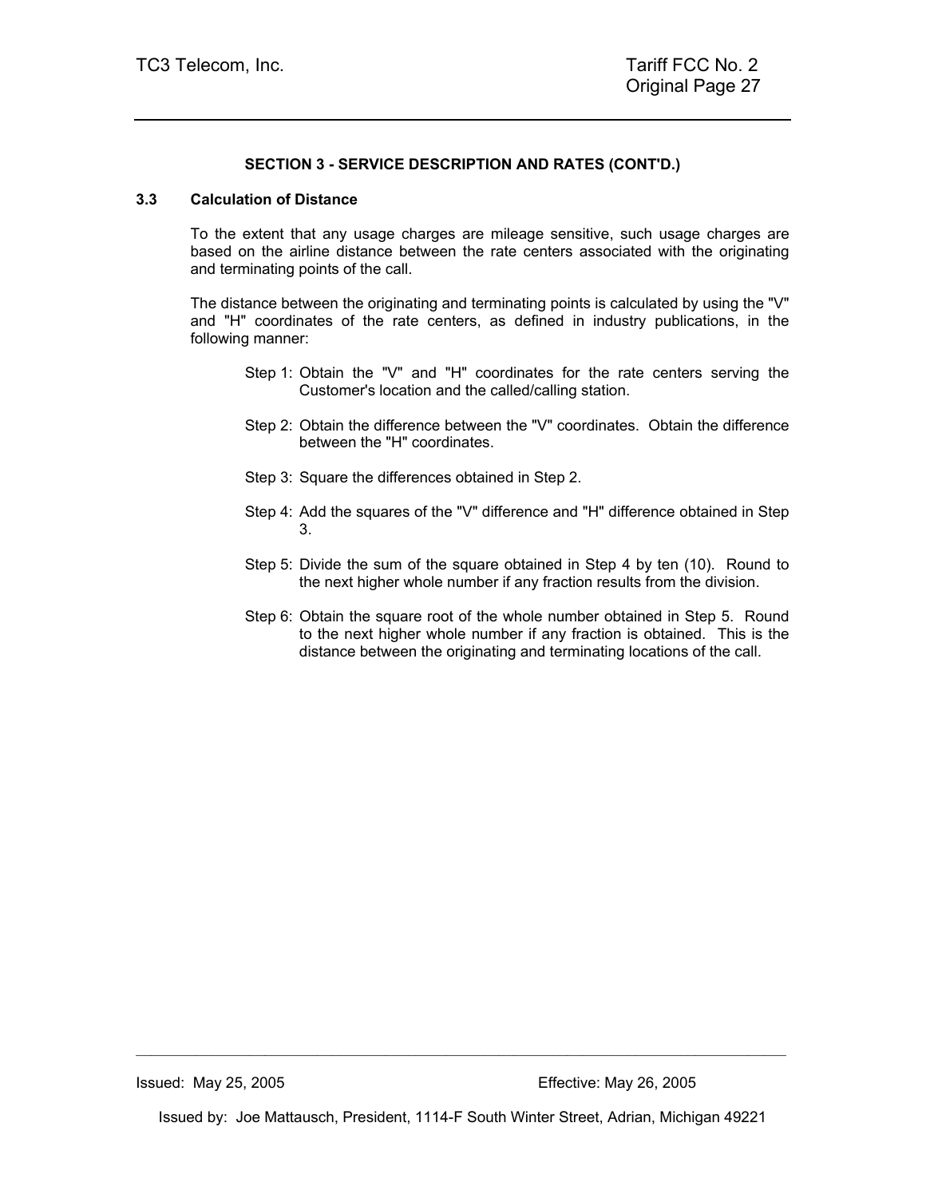**SECTION 3 - SERVICE DESCRIPTION AND RATES (CONT'D.)**

**3.3 Calculation of Distance**

To the extent that any usage charges are mileage sensitive, such usage charges are based on the airline distance between the rate centers associated with the originating and terminating points of the call.

The distance between the originating and terminating points is calculated by using the "V" and "H" coordinates of the rate centers, as defined in industry publications, in the following manner:

Step 1: Obtain the "V" and "H" coordinates for the rate centers serving the Customer's location and the called/calling station.

Step 2: Obtain the difference between the "V" coordinates. Obtain the difference between the "H" coordinates.

Step 3: Square the differences obtained in Step 2.

Step 4: Add the squares of the "V" difference and "H" difference obtained in Step 3.

Step 5: Divide the sum of the square obtained in Step 4 by ten (10). Round to the next higher whole number if any fraction results from the division.

Step 6: Obtain the square root of the whole number obtained in Step 5. Round to the next higher whole number if any fraction is obtained. This is the distance between the originating and terminating locations of the call.

Issued: May 25, 2005 Effective: May 26, 2005

Issued by: Joe Mattausch, President, 1114-F South Winter Street, Adrian, Michigan 49221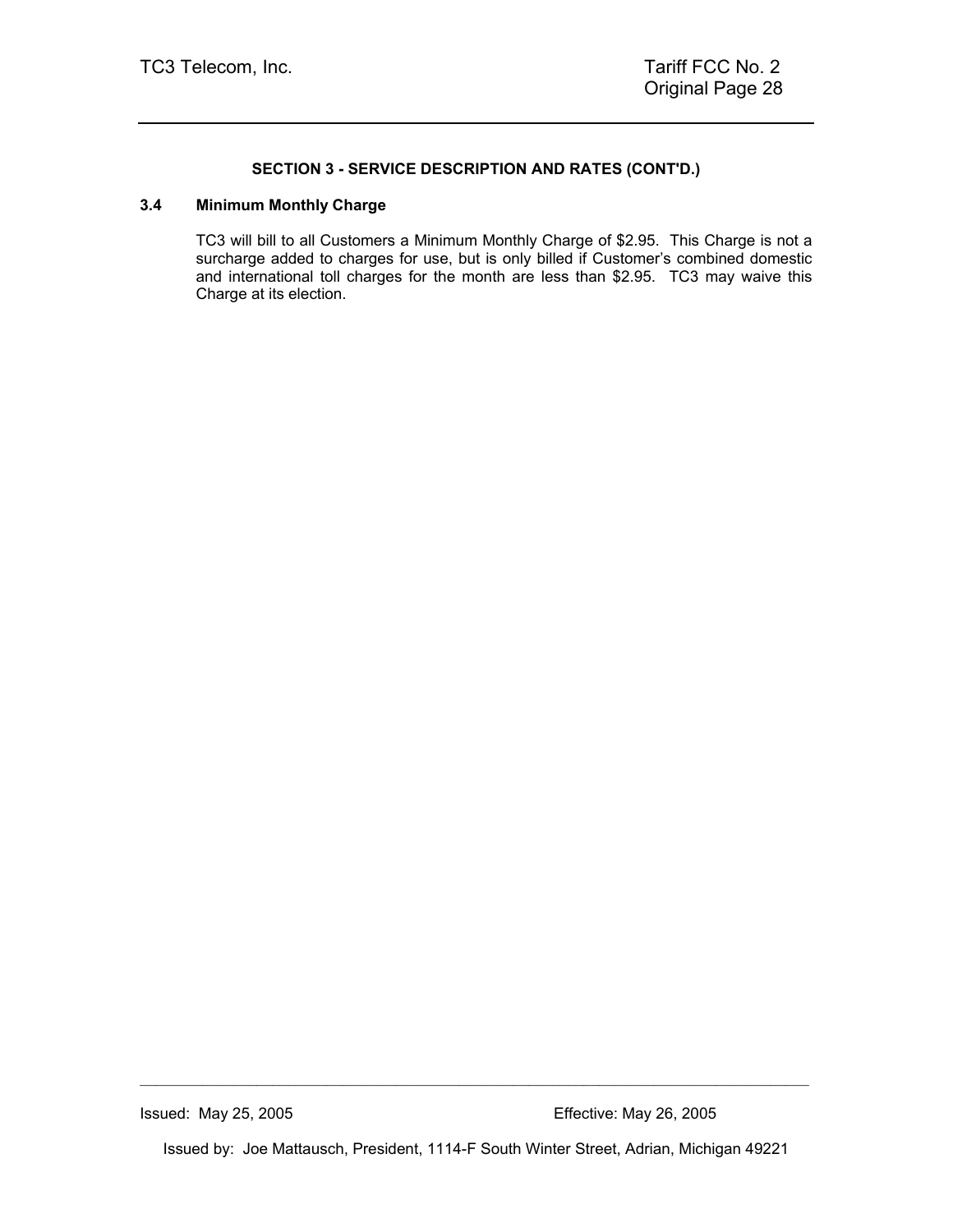**SECTION 3 - SERVICE DESCRIPTION AND RATES (CONT'D.)**

### 3.4 Minimum Monthly Charge

TC3 will bill to all Customers a Minimum Monthly Charge of $2.95. This Charge is not a surcharge added to charges for use, but is only billed if Customer's combined domestic and international toll charges for the month are less than $2.95. TC3 may waive this Charge at its election.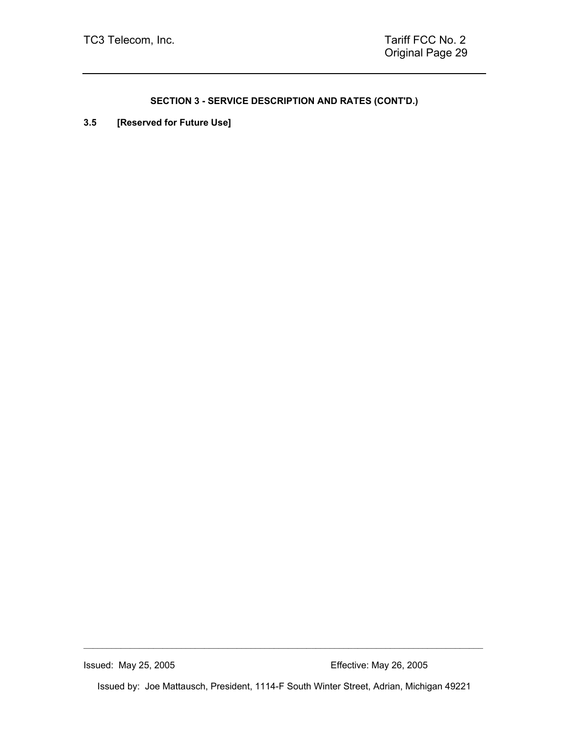**SECTION 3 - SERVICE DESCRIPTION AND RATES (CONT'D.)**

**3.5 [Reserved for Future Use]**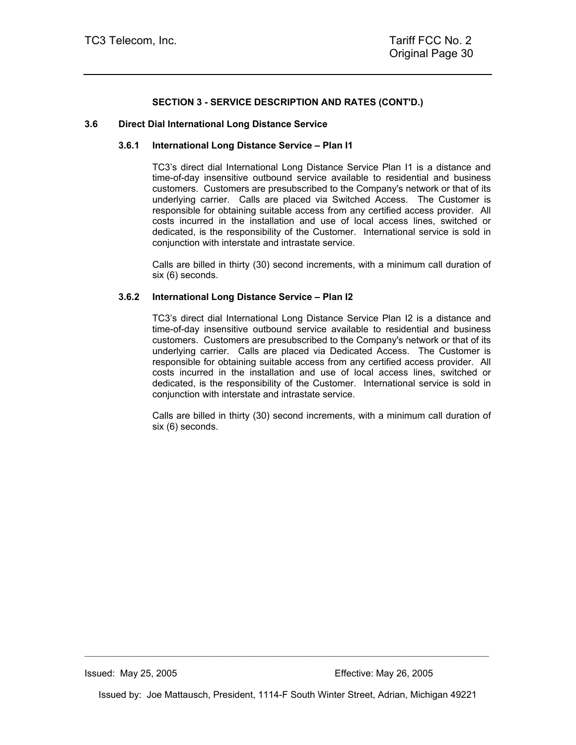**SECTION 3 - SERVICE DESCRIPTION AND RATES (CONT'D.)**

## 3.6 Direct Dial International Long Distance Service

### 3.6.1 International Long Distance Service – Plan I1

TC3's direct dial International Long Distance Service Plan I1 is a distance and time-of-day insensitive outbound service available to residential and business customers. Customers are presubscribed to the Company's network or that of its underlying carrier. Calls are placed via Switched Access. The Customer is responsible for obtaining suitable access from any certified access provider. All costs incurred in the installation and use of local access lines, switched or dedicated, is the responsibility of the Customer. International service is sold in conjunction with interstate and intrastate service.

Calls are billed in thirty (30) second increments, with a minimum call duration of six (6) seconds.

### 3.6.2 International Long Distance Service – Plan I2

TC3's direct dial International Long Distance Service Plan I2 is a distance and time-of-day insensitive outbound service available to residential and business customers. Customers are presubscribed to the Company's network or that of its underlying carrier. Calls are placed via Dedicated Access. The Customer is responsible for obtaining suitable access from any certified access provider. All costs incurred in the installation and use of local access lines, switched or dedicated, is the responsibility of the Customer. International service is sold in conjunction with interstate and intrastate service.

Calls are billed in thirty (30) second increments, with a minimum call duration of six (6) seconds.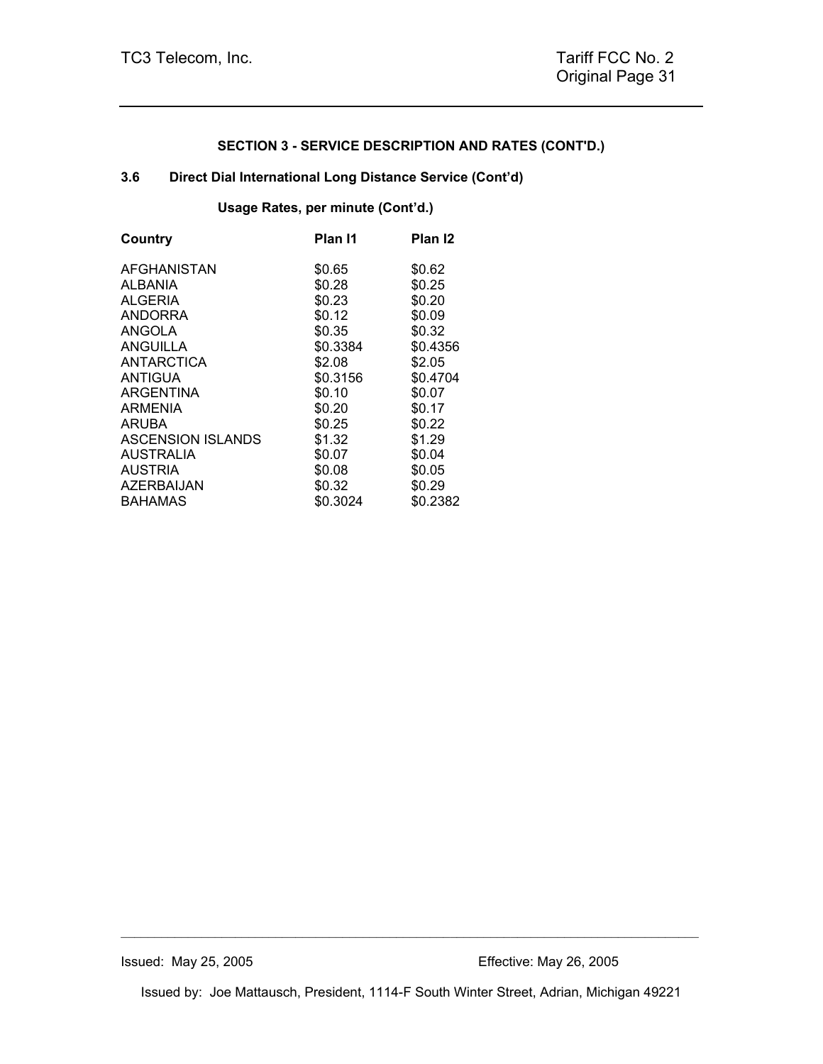**SECTION 3 - SERVICE DESCRIPTION AND RATES (CONT'D.)**

**3.6 Direct Dial International Long Distance Service (Cont'd)**

**Usage Rates, per minute (Cont'd.)**

| Country | Plan I1 | Plan I2 |
|---|---|---|
| AFGHANISTAN | $0.65 | $0.62 |
| ALBANIA | $0.28 | $0.25 |
| ALGERIA | $0.23 | $0.20 |
| ANDORRA | $0.12 | $0.09 |
| ANGOLA | $0.35 | $0.32 |
| ANGUILLA | $0.3384 | $0.4356 |
| ANTARCTICA | $2.08 | $2.05 |
| ANTIGUA | $0.3156 | $0.4704 |
| ARGENTINA | $0.10 | $0.07 |
| ARMENIA | $0.20 | $0.17 |
| ARUBA | $0.25 | $0.22 |
| ASCENSION ISLANDS | $1.32 | $1.29 |
| AUSTRALIA | $0.07 | $0.04 |
| AUSTRIA | $0.08 | $0.05 |
| AZERBAIJAN | $0.32 | $0.29 |
| BAHAMAS | $0.3024 | $0.2382 |

Issued: May 25, 2005 Effective: May 26, 2005

Issued by: Joe Mattausch, President, 1114-F South Winter Street, Adrian, Michigan 49221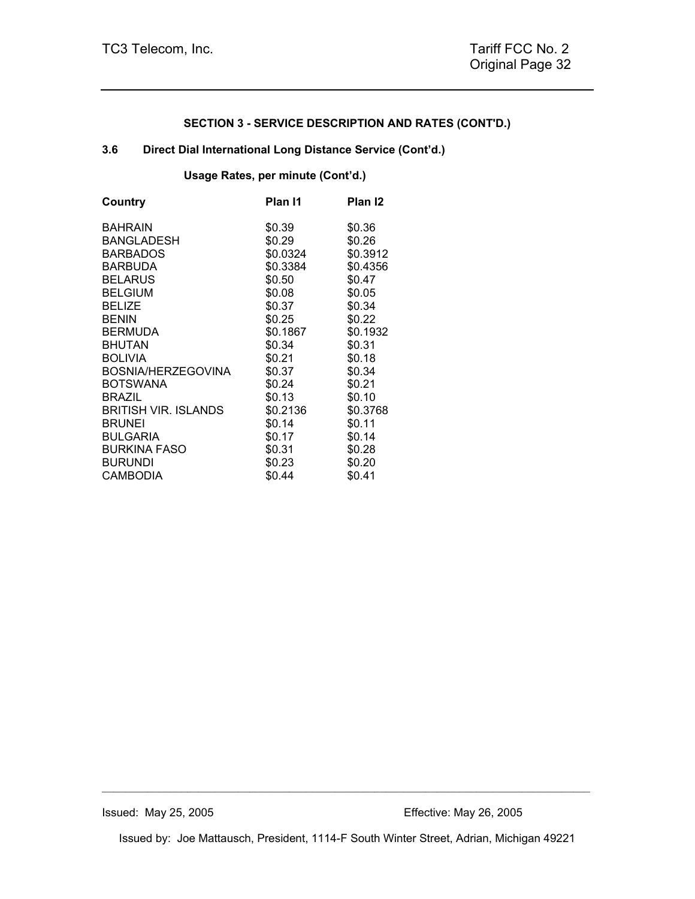## SECTION 3 - SERVICE DESCRIPTION AND RATES (CONT'D.)

### 3.6 Direct Dial International Long Distance Service (Cont'd.)

**Usage Rates, per minute (Cont'd.)**

| Country | Plan I1 | Plan I2 |
|---|---|---|
| BAHRAIN | $0.39 | $0.36 |
| BANGLADESH | $0.29 | $0.26 |
| BARBADOS | $0.0324 | $0.3912 |
| BARBUDA | $0.3384 | $0.4356 |
| BELARUS | $0.50 | $0.47 |
| BELGIUM | $0.08 | $0.05 |
| BELIZE | $0.37 | $0.34 |
| BENIN | $0.25 | $0.22 |
| BERMUDA | $0.1867 | $0.1932 |
| BHUTAN | $0.34 | $0.31 |
| BOLIVIA | $0.21 | $0.18 |
| BOSNIA/HERZEGOVINA | $0.37 | $0.34 |
| BOTSWANA | $0.24 | $0.21 |
| BRAZIL | $0.13 | $0.10 |
| BRITISH VIR. ISLANDS | $0.2136 | $0.3768 |
| BRUNEI | $0.14 | $0.11 |
| BULGARIA | $0.17 | $0.14 |
| BURKINA FASO | $0.31 | $0.28 |
| BURUNDI | $0.23 | $0.20 |
| CAMBODIA | $0.44 | $0.41 |

Issued: May 25, 2005 Effective: May 26, 2005

Issued by: Joe Mattausch, President, 1114-F South Winter Street, Adrian, Michigan 49221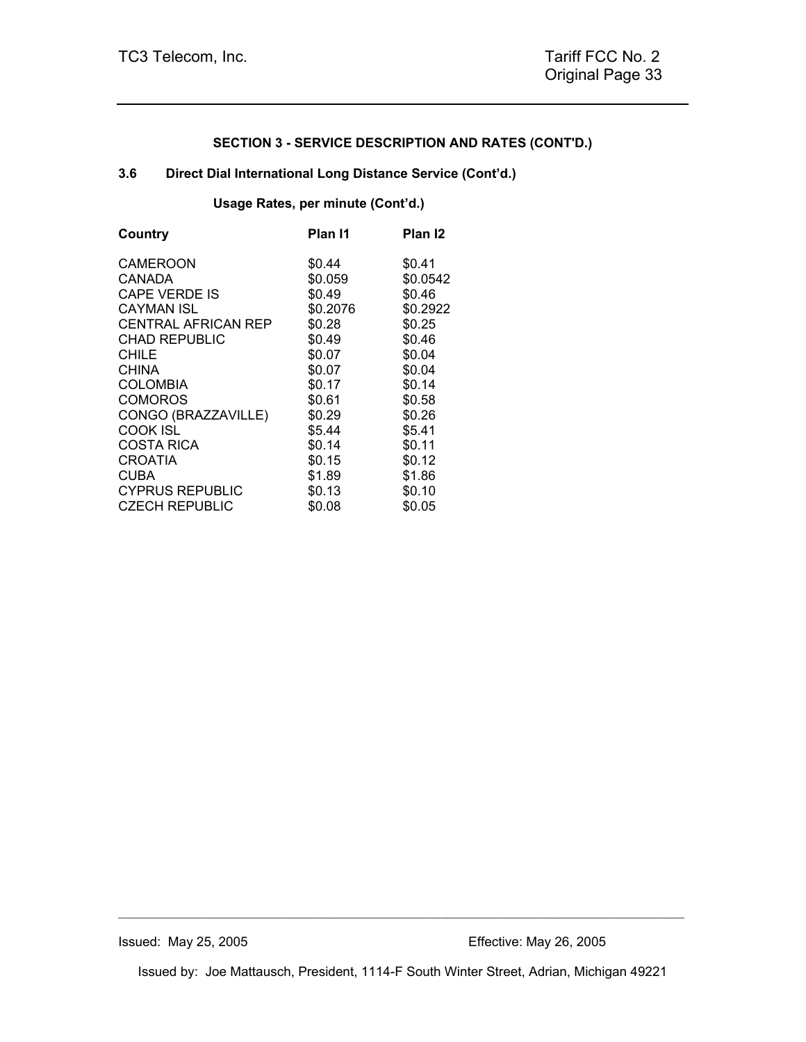**SECTION 3 - SERVICE DESCRIPTION AND RATES (CONT'D.)**

**3.6 Direct Dial International Long Distance Service (Cont'd.)**

**Usage Rates, per minute (Cont'd.)**

| Country | Plan I1 | Plan I2 |
|---|---|---|
| CAMEROON | $0.44 | $0.41 |
| CANADA | $0.059 | $0.0542 |
| CAPE VERDE IS | $0.49 | $0.46 |
| CAYMAN ISL | $0.2076 | $0.2922 |
| CENTRAL AFRICAN REP | $0.28 | $0.25 |
| CHAD REPUBLIC | $0.49 | $0.46 |
| CHILE | $0.07 | $0.04 |
| CHINA | $0.07 | $0.04 |
| COLOMBIA | $0.17 | $0.14 |
| COMOROS | $0.61 | $0.58 |
| CONGO (BRAZZAVILLE) | $0.29 | $0.26 |
| COOK ISL | $5.44 | $5.41 |
| COSTA RICA | $0.14 | $0.11 |
| CROATIA | $0.15 | $0.12 |
| CUBA | $1.89 | $1.86 |
| CYPRUS REPUBLIC | $0.13 | $0.10 |
| CZECH REPUBLIC | $0.08 | $0.05 |

Issued: May 25, 2005 Effective: May 26, 2005

Issued by: Joe Mattausch, President, 1114-F South Winter Street, Adrian, Michigan 49221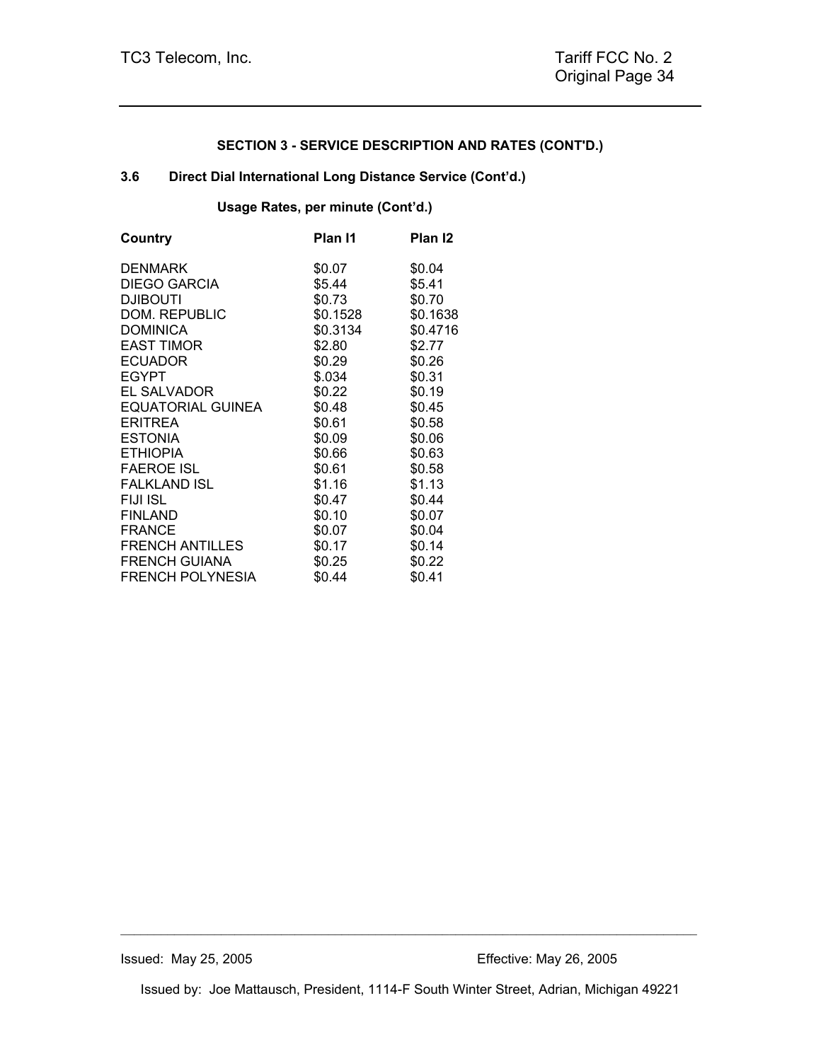## SECTION 3 - SERVICE DESCRIPTION AND RATES (CONT'D.)

### 3.6 Direct Dial International Long Distance Service (Cont'd.)

**Usage Rates, per minute (Cont'd.)**

| Country | Plan I1 | Plan I2 |
|---|---|---|
| DENMARK | $0.07 | $0.04 |
| DIEGO GARCIA | $5.44 | $5.41 |
| DJIBOUTI | $0.73 | $0.70 |
| DOM. REPUBLIC | $0.1528 | $0.1638 |
| DOMINICA | $0.3134 | $0.4716 |
| EAST TIMOR | $2.80 | $2.77 |
| ECUADOR | $0.29 | $0.26 |
| EGYPT | $.034 | $0.31 |
| EL SALVADOR | $0.22 | $0.19 |
| EQUATORIAL GUINEA | $0.48 | $0.45 |
| ERITREA | $0.61 | $0.58 |
| ESTONIA | $0.09 | $0.06 |
| ETHIOPIA | $0.66 | $0.63 |
| FAEROE ISL | $0.61 | $0.58 |
| FALKLAND ISL | $1.16 | $1.13 |
| FIJI ISL | $0.47 | $0.44 |
| FINLAND | $0.10 | $0.07 |
| FRANCE | $0.07 | $0.04 |
| FRENCH ANTILLES | $0.17 | $0.14 |
| FRENCH GUIANA | $0.25 | $0.22 |
| FRENCH POLYNESIA | $0.44 | $0.41 |

Issued: May 25, 2005 Effective: May 26, 2005

Issued by: Joe Mattausch, President, 1114-F South Winter Street, Adrian, Michigan 49221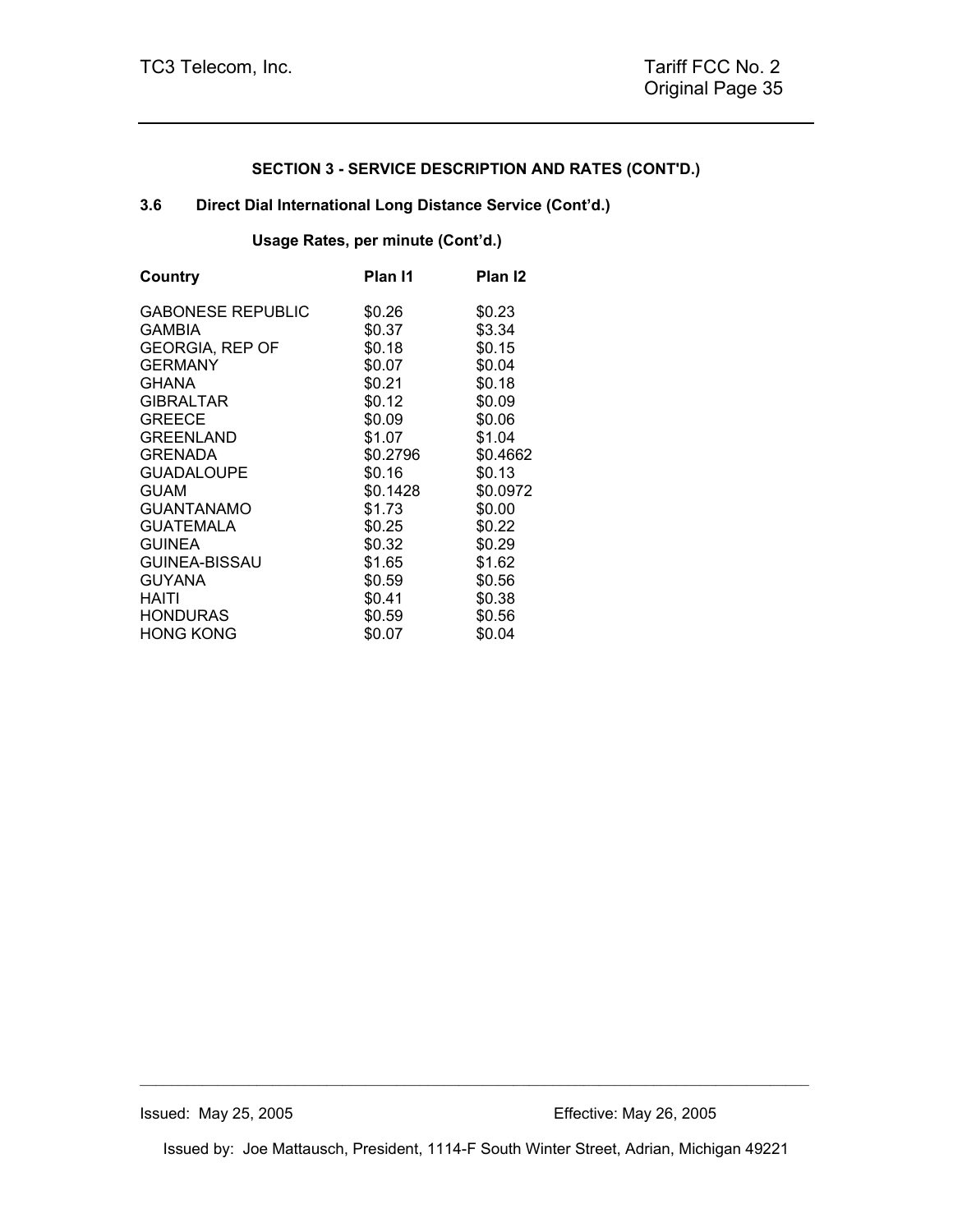**SECTION 3 - SERVICE DESCRIPTION AND RATES (CONT'D.)**

**3.6 Direct Dial International Long Distance Service (Cont'd.)**

**Usage Rates, per minute (Cont'd.)**

| Country | Plan I1 | Plan I2 |
|---|---|---|
| GABONESE REPUBLIC | $0.26 | $0.23 |
| GAMBIA | $0.37 | $3.34 |
| GEORGIA, REP OF | $0.18 | $0.15 |
| GERMANY | $0.07 | $0.04 |
| GHANA | $0.21 | $0.18 |
| GIBRALTAR | $0.12 | $0.09 |
| GREECE | $0.09 | $0.06 |
| GREENLAND | $1.07 | $1.04 |
| GRENADA | $0.2796 | $0.4662 |
| GUADALOUPE | $0.16 | $0.13 |
| GUAM | $0.1428 | $0.0972 |
| GUANTANAMO | $1.73 | $0.00 |
| GUATEMALA | $0.25 | $0.22 |
| GUINEA | $0.32 | $0.29 |
| GUINEA-BISSAU | $1.65 | $1.62 |
| GUYANA | $0.59 | $0.56 |
| HAITI | $0.41 | $0.38 |
| HONDURAS | $0.59 | $0.56 |
| HONG KONG | $0.07 | $0.04 |

Issued: May 25, 2005 Effective: May 26, 2005

Issued by: Joe Mattausch, President, 1114-F South Winter Street, Adrian, Michigan 49221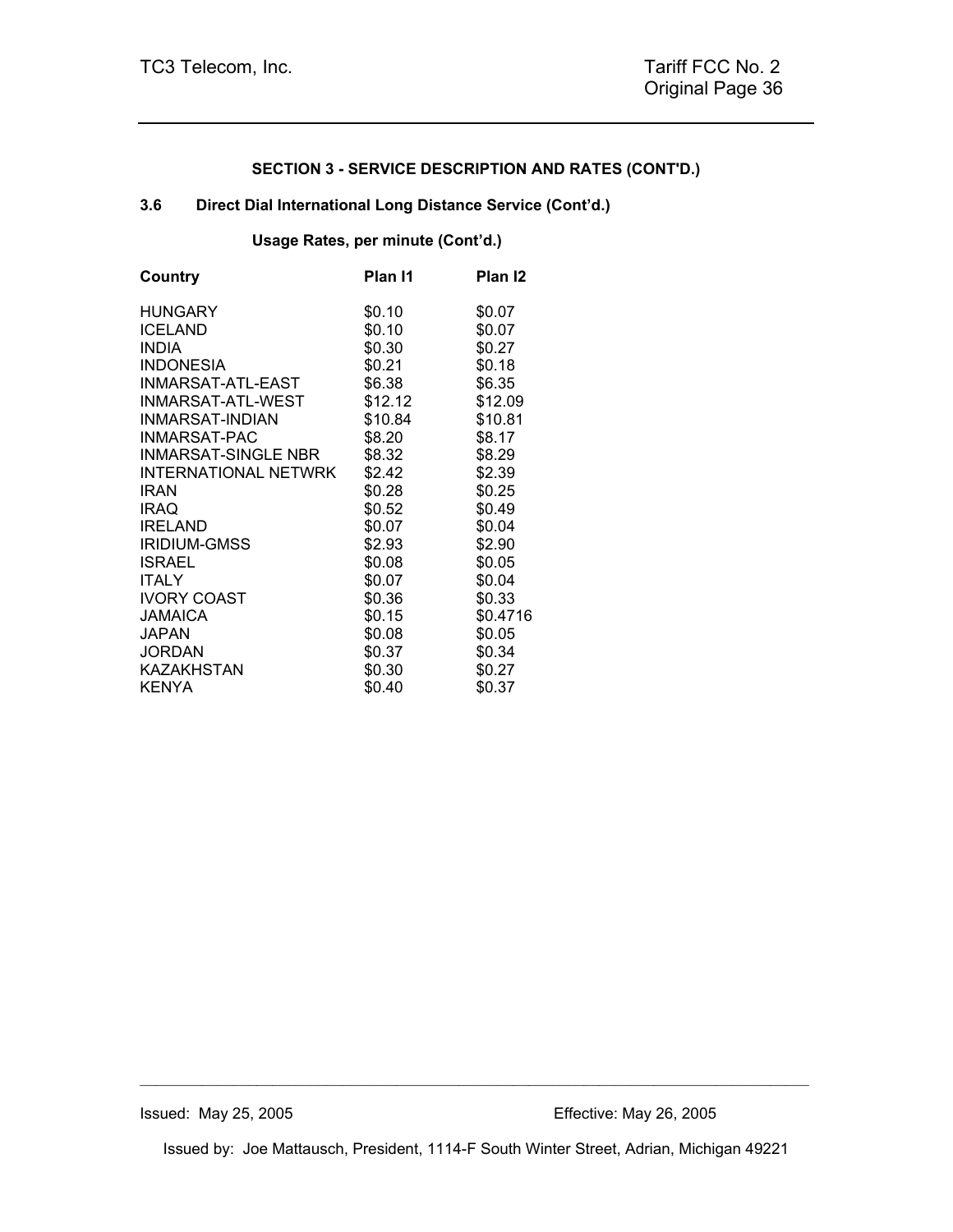**SECTION 3 - SERVICE DESCRIPTION AND RATES (CONT'D.)**

**3.6 Direct Dial International Long Distance Service (Cont'd.)**

**Usage Rates, per minute (Cont'd.)**

| Country | Plan I1 | Plan I2 |
|---|---|---|
| HUNGARY | $0.10 | $0.07 |
| ICELAND | $0.10 | $0.07 |
| INDIA | $0.30 | $0.27 |
| INDONESIA | $0.21 | $0.18 |
| INMARSAT-ATL-EAST | $6.38 | $6.35 |
| INMARSAT-ATL-WEST | $12.12 | $12.09 |
| INMARSAT-INDIAN | $10.84 | $10.81 |
| INMARSAT-PAC | $8.20 | $8.17 |
| INMARSAT-SINGLE NBR | $8.32 | $8.29 |
| INTERNATIONAL NETWRK | $2.42 | $2.39 |
| IRAN | $0.28 | $0.25 |
| IRAQ | $0.52 | $0.49 |
| IRELAND | $0.07 | $0.04 |
| IRIDIUM-GMSS | $2.93 | $2.90 |
| ISRAEL | $0.08 | $0.05 |
| ITALY | $0.07 | $0.04 |
| IVORY COAST | $0.36 | $0.33 |
| JAMAICA | $0.15 | $0.4716 |
| JAPAN | $0.08 | $0.05 |
| JORDAN | $0.37 | $0.34 |
| KAZAKHSTAN | $0.30 | $0.27 |
| KENYA | $0.40 | $0.37 |

Issued: May 25, 2005 Effective: May 26, 2005

Issued by: Joe Mattausch, President, 1114-F South Winter Street, Adrian, Michigan 49221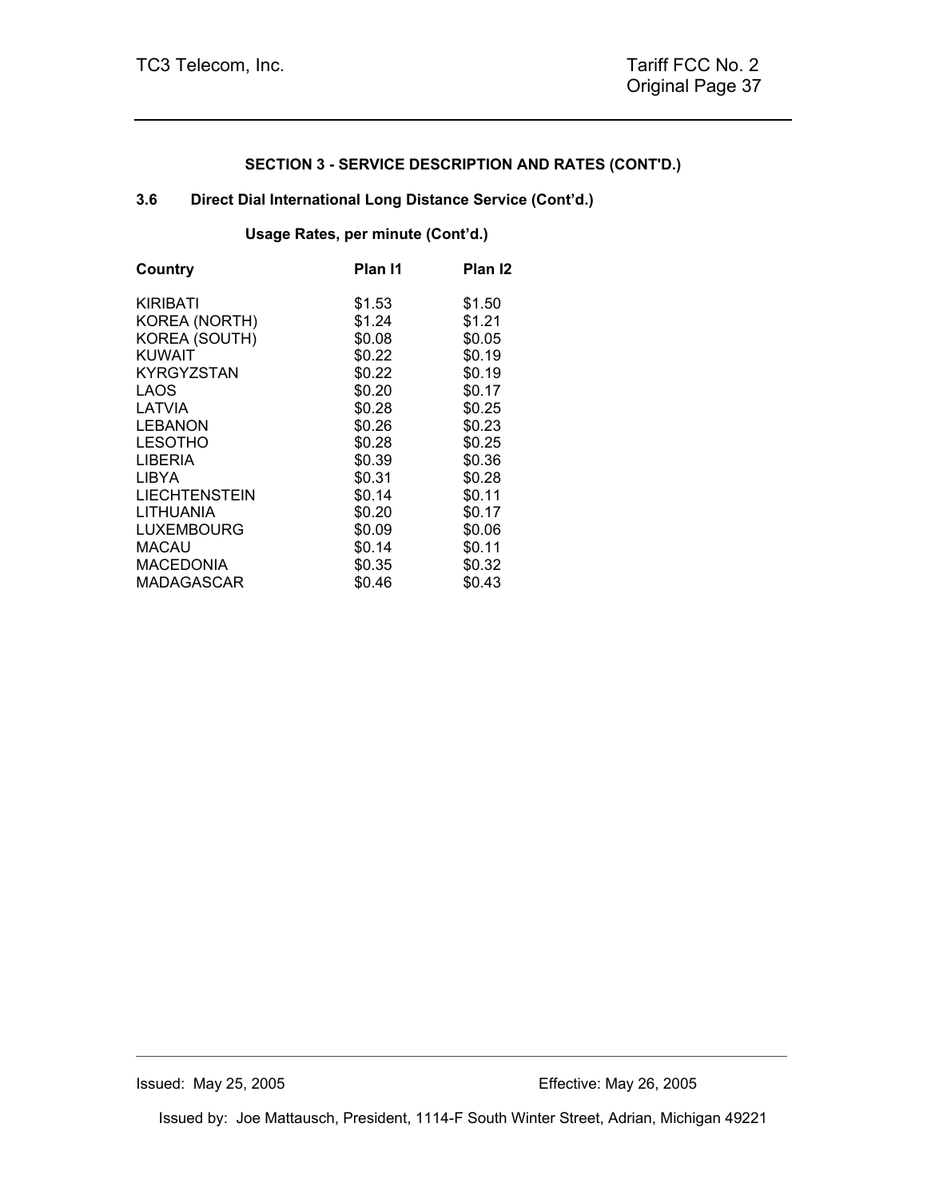## SECTION 3 - SERVICE DESCRIPTION AND RATES (CONT'D.)

### 3.6 Direct Dial International Long Distance Service (Cont'd.)

**Usage Rates, per minute (Cont'd.)**

| Country | Plan I1 | Plan I2 |
|---|---|---|
| KIRIBATI | \$1.53 | \$1.50 |
| KOREA (NORTH) | \$1.24 | \$1.21 |
| KOREA (SOUTH) | \$0.08 | \$0.05 |
| KUWAIT | \$0.22 | \$0.19 |
| KYRGYZSTAN | \$0.22 | \$0.19 |
| LAOS | \$0.20 | \$0.17 |
| LATVIA | \$0.28 | \$0.25 |
| LEBANON | \$0.26 | \$0.23 |
| LESOTHO | \$0.28 | \$0.25 |
| LIBERIA | \$0.39 | \$0.36 |
| LIBYA | \$0.31 | \$0.28 |
| LIECHTENSTEIN | \$0.14 | \$0.11 |
| LITHUANIA | \$0.20 | \$0.17 |
| LUXEMBOURG | \$0.09 | \$0.06 |
| MACAU | \$0.14 | \$0.11 |
| MACEDONIA | \$0.35 | \$0.32 |
| MADAGASCAR | \$0.46 | \$0.43 |

Issued: May 25, 2005 Effective: May 26, 2005

Issued by: Joe Mattausch, President, 1114-F South Winter Street, Adrian, Michigan 49221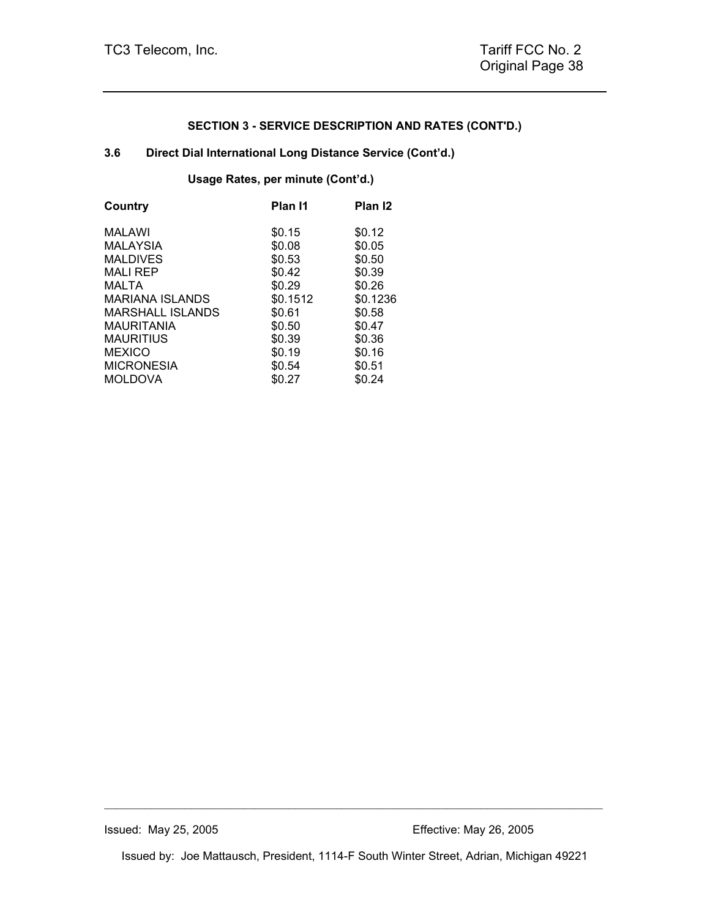## SECTION 3 - SERVICE DESCRIPTION AND RATES (CONT'D.)

### 3.6 Direct Dial International Long Distance Service (Cont'd.)

**Usage Rates, per minute (Cont'd.)**

| Country | Plan I1 | Plan I2 |
|---|---|---|
| MALAWI | $0.15 | $0.12 |
| MALAYSIA | $0.08 | $0.05 |
| MALDIVES | $0.53 | $0.50 |
| MALI REP | $0.42 | $0.39 |
| MALTA | $0.29 | $0.26 |
| MARIANA ISLANDS | $0.1512 | $0.1236 |
| MARSHALL ISLANDS | $0.61 | $0.58 |
| MAURITANIA | $0.50 | $0.47 |
| MAURITIUS | $0.39 | $0.36 |
| MEXICO | $0.19 | $0.16 |
| MICRONESIA | $0.54 | $0.51 |
| MOLDOVA | $0.27 | $0.24 |

Issued: May 25, 2005 Effective: May 26, 2005

Issued by: Joe Mattausch, President, 1114-F South Winter Street, Adrian, Michigan 49221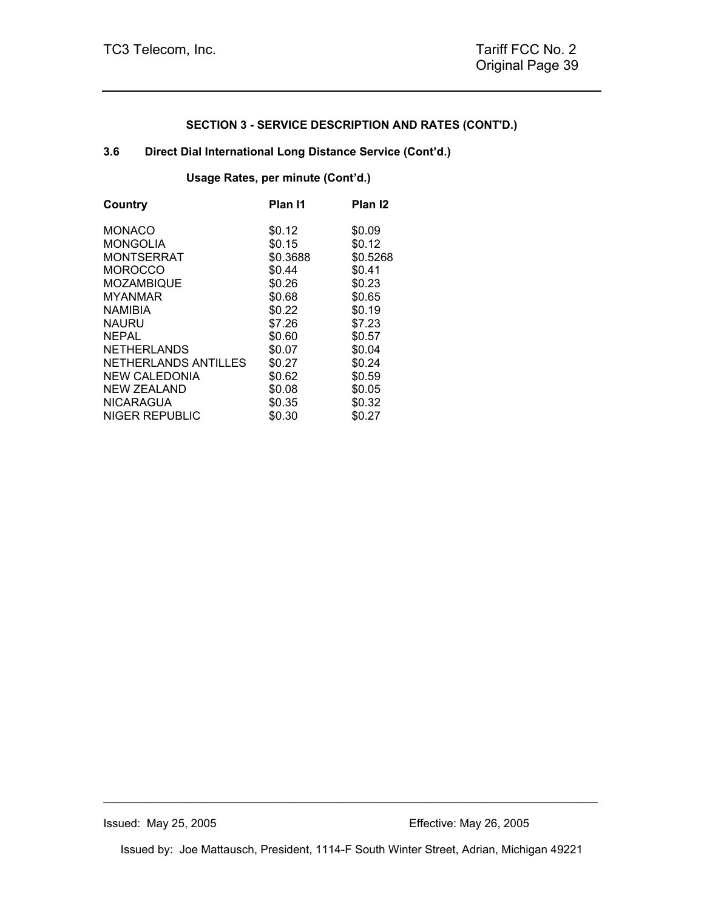**SECTION 3 - SERVICE DESCRIPTION AND RATES (CONT'D.)**

**3.6 Direct Dial International Long Distance Service (Cont'd.)**

**Usage Rates, per minute (Cont'd.)**

| Country | Plan I1 | Plan I2 |
|---|---|---|
| MONACO | $0.12 | $0.09 |
| MONGOLIA | $0.15 | $0.12 |
| MONTSERRAT | $0.3688 | $0.5268 |
| MOROCCO | $0.44 | $0.41 |
| MOZAMBIQUE | $0.26 | $0.23 |
| MYANMAR | $0.68 | $0.65 |
| NAMIBIA | $0.22 | $0.19 |
| NAURU | $7.26 | $7.23 |
| NEPAL | $0.60 | $0.57 |
| NETHERLANDS | $0.07 | $0.04 |
| NETHERLANDS ANTILLES | $0.27 | $0.24 |
| NEW CALEDONIA | $0.62 | $0.59 |
| NEW ZEALAND | $0.08 | $0.05 |
| NICARAGUA | $0.35 | $0.32 |
| NIGER REPUBLIC | $0.30 | $0.27 |

Issued: May 25, 2005 Effective: May 26, 2005

Issued by: Joe Mattausch, President, 1114-F South Winter Street, Adrian, Michigan 49221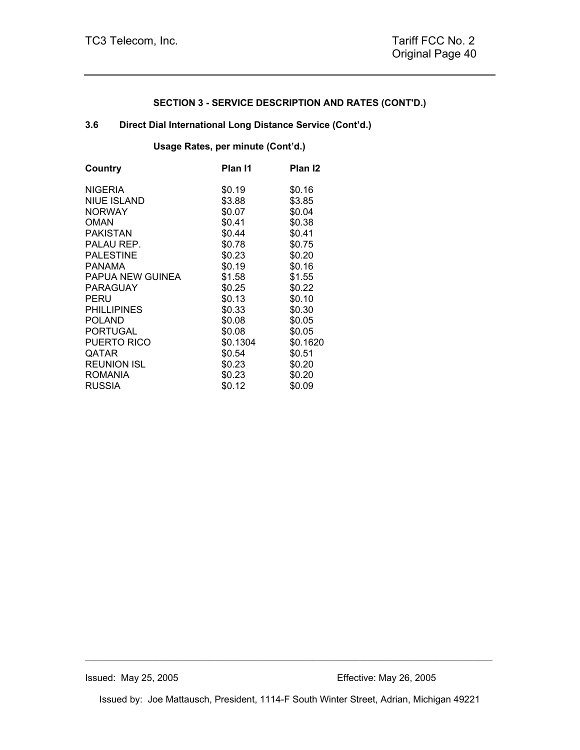**SECTION 3 - SERVICE DESCRIPTION AND RATES (CONT'D.)**

**3.6 Direct Dial International Long Distance Service (Cont'd.)**

**Usage Rates, per minute (Cont'd.)**

| Country | Plan I1 | Plan I2 |
|---|---|---|
| NIGERIA | $0.19 | $0.16 |
| NIUE ISLAND | $3.88 | $3.85 |
| NORWAY | $0.07 | $0.04 |
| OMAN | $0.41 | $0.38 |
| PAKISTAN | $0.44 | $0.41 |
| PALAU REP. | $0.78 | $0.75 |
| PALESTINE | $0.23 | $0.20 |
| PANAMA | $0.19 | $0.16 |
| PAPUA NEW GUINEA | $1.58 | $1.55 |
| PARAGUAY | $0.25 | $0.22 |
| PERU | $0.13 | $0.10 |
| PHILLIPINES | $0.33 | $0.30 |
| POLAND | $0.08 | $0.05 |
| PORTUGAL | $0.08 | $0.05 |
| PUERTO RICO | $0.1304 | $0.1620 |
| QATAR | $0.54 | $0.51 |
| REUNION ISL | $0.23 | $0.20 |
| ROMANIA | $0.23 | $0.20 |
| RUSSIA | $0.12 | $0.09 |

Issued: May 25, 2005 Effective: May 26, 2005

Issued by: Joe Mattausch, President, 1114-F South Winter Street, Adrian, Michigan 49221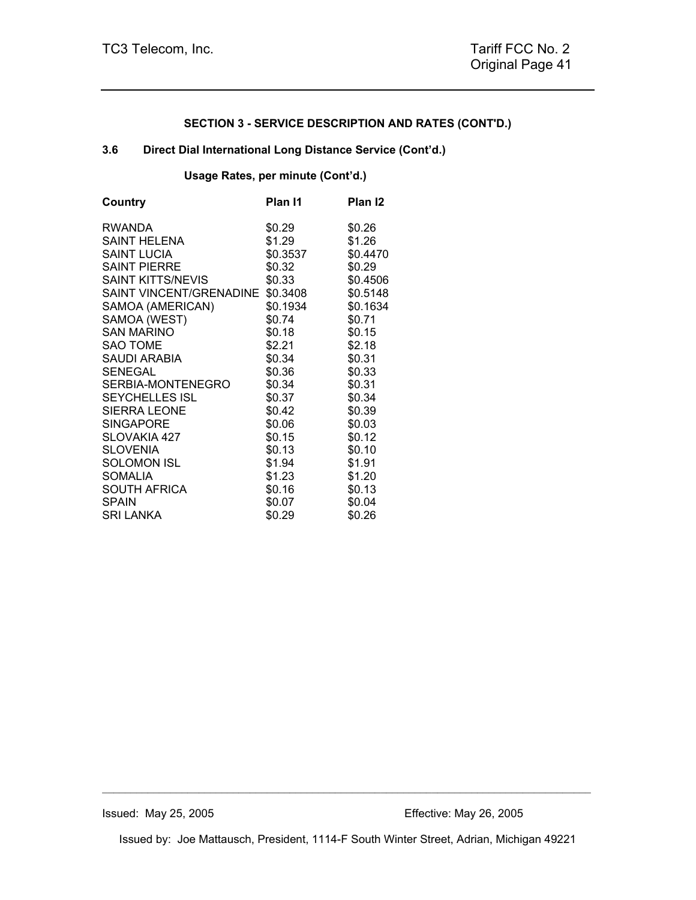**SECTION 3 - SERVICE DESCRIPTION AND RATES (CONT'D.)**

**3.6 Direct Dial International Long Distance Service (Cont'd.)**

**Usage Rates, per minute (Cont'd.)**

| Country | Plan I1 | Plan I2 |
|---|---|---|
| RWANDA | $0.29 | $0.26 |
| SAINT HELENA | $1.29 | $1.26 |
| SAINT LUCIA | $0.3537 | $0.4470 |
| SAINT PIERRE | $0.32 | $0.29 |
| SAINT KITTS/NEVIS | $0.33 | $0.4506 |
| SAINT VINCENT/GRENADINE | $0.3408 | $0.5148 |
| SAMOA (AMERICAN) | $0.1934 | $0.1634 |
| SAMOA (WEST) | $0.74 | $0.71 |
| SAN MARINO | $0.18 | $0.15 |
| SAO TOME | $2.21 | $2.18 |
| SAUDI ARABIA | $0.34 | $0.31 |
| SENEGAL | $0.36 | $0.33 |
| SERBIA-MONTENEGRO | $0.34 | $0.31 |
| SEYCHELLES ISL | $0.37 | $0.34 |
| SIERRA LEONE | $0.42 | $0.39 |
| SINGAPORE | $0.06 | $0.03 |
| SLOVAKIA 427 | $0.15 | $0.12 |
| SLOVENIA | $0.13 | $0.10 |
| SOLOMON ISL | $1.94 | $1.91 |
| SOMALIA | $1.23 | $1.20 |
| SOUTH AFRICA | $0.16 | $0.13 |
| SPAIN | $0.07 | $0.04 |
| SRI LANKA | $0.29 | $0.26 |

Issued: May 25, 2005 Effective: May 26, 2005

Issued by: Joe Mattausch, President, 1114-F South Winter Street, Adrian, Michigan 49221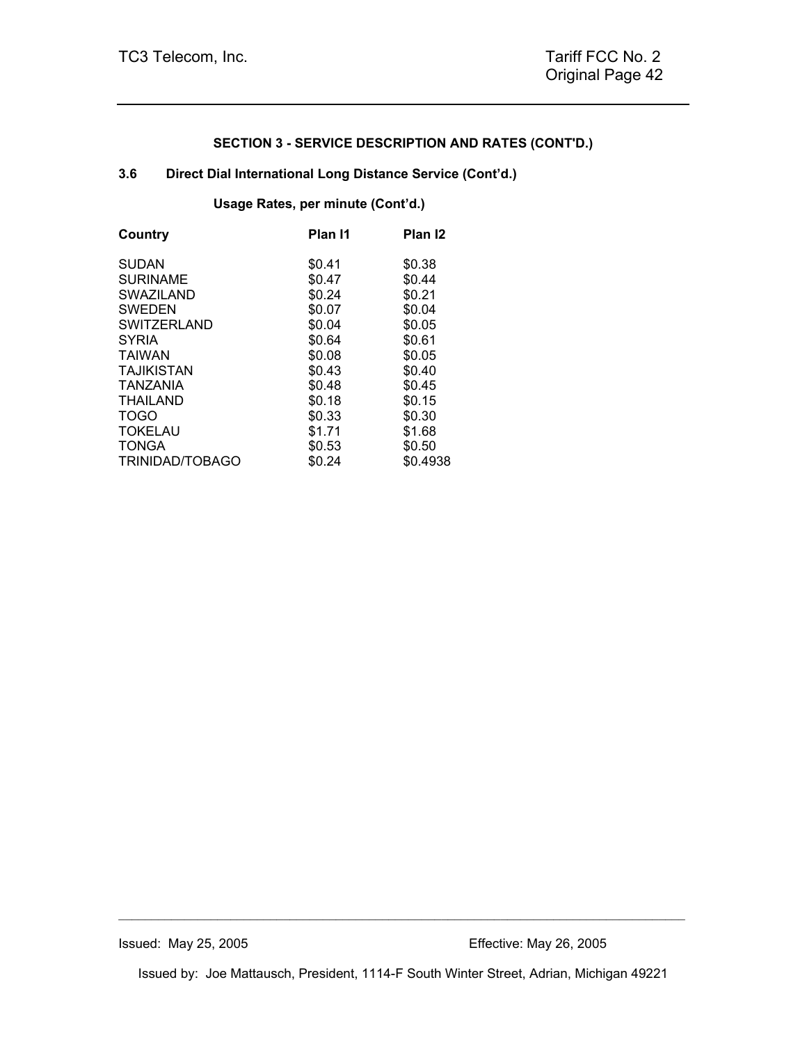## SECTION 3 - SERVICE DESCRIPTION AND RATES (CONT'D.)

### 3.6 Direct Dial International Long Distance Service (Cont'd.)

**Usage Rates, per minute (Cont'd.)**

| Country | Plan I1 | Plan I2 |
|---|---|---|
| SUDAN | $0.41 | $0.38 |
| SURINAME | $0.47 | $0.44 |
| SWAZILAND | $0.24 | $0.21 |
| SWEDEN | $0.07 | $0.04 |
| SWITZERLAND | $0.04 | $0.05 |
| SYRIA | $0.64 | $0.61 |
| TAIWAN | $0.08 | $0.05 |
| TAJIKISTAN | $0.43 | $0.40 |
| TANZANIA | $0.48 | $0.45 |
| THAILAND | $0.18 | $0.15 |
| TOGO | $0.33 | $0.30 |
| TOKELAU | $1.71 | $1.68 |
| TONGA | $0.53 | $0.50 |
| TRINIDAD/TOBAGO | $0.24 | $0.4938 |

Issued: May 25, 2005 Effective: May 26, 2005

Issued by: Joe Mattausch, President, 1114-F South Winter Street, Adrian, Michigan 49221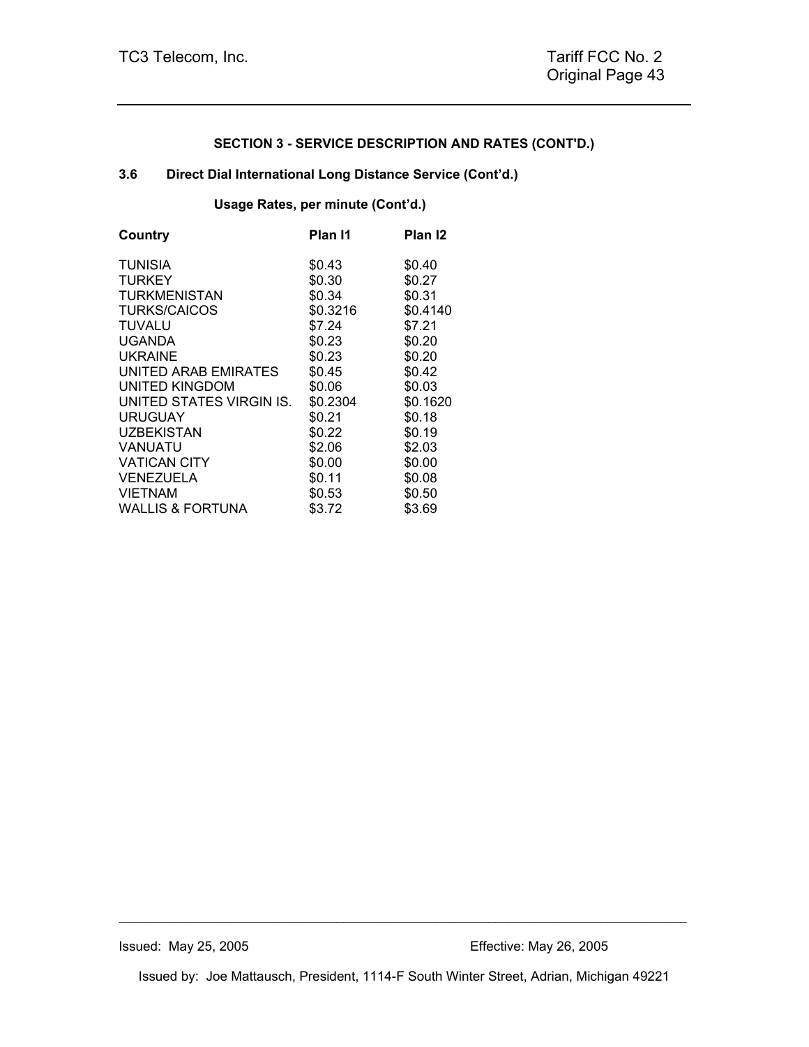## SECTION 3 - SERVICE DESCRIPTION AND RATES (CONT'D.)

### 3.6 Direct Dial International Long Distance Service (Cont'd.)

**Usage Rates, per minute (Cont'd.)**

| Country | Plan I1 | Plan I2 |
|---|---|---|
| TUNISIA | $0.43 | $0.40 |
| TURKEY | $0.30 | $0.27 |
| TURKMENISTAN | $0.34 | $0.31 |
| TURKS/CAICOS | $0.3216 | $0.4140 |
| TUVALU | $7.24 | $7.21 |
| UGANDA | $0.23 | $0.20 |
| UKRAINE | $0.23 | $0.20 |
| UNITED ARAB EMIRATES | $0.45 | $0.42 |
| UNITED KINGDOM | $0.06 | $0.03 |
| UNITED STATES VIRGIN IS. | $0.2304 | $0.1620 |
| URUGUAY | $0.21 | $0.18 |
| UZBEKISTAN | $0.22 | $0.19 |
| VANUATU | $2.06 | $2.03 |
| VATICAN CITY | $0.00 | $0.00 |
| VENEZUELA | $0.11 | $0.08 |
| VIETNAM | $0.53 | $0.50 |
| WALLIS & FORTUNA | $3.72 | $3.69 |

Issued: May 25, 2005 Effective: May 26, 2005

Issued by: Joe Mattausch, President, 1114-F South Winter Street, Adrian, Michigan 49221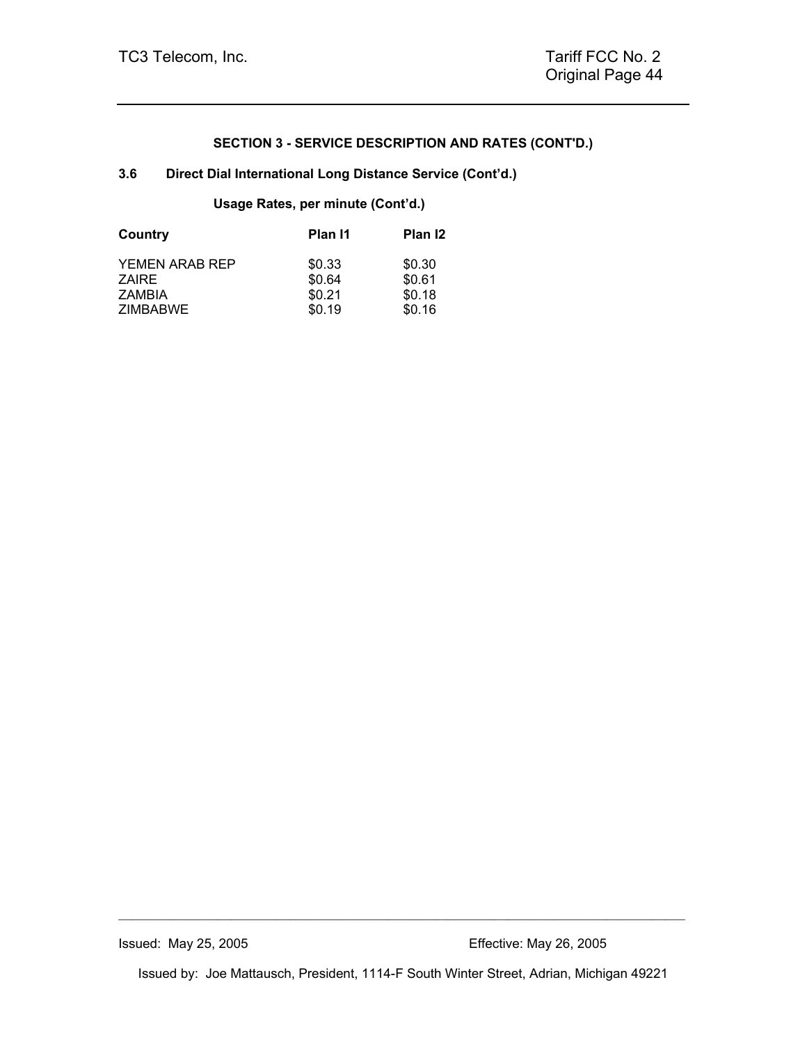**SECTION 3 - SERVICE DESCRIPTION AND RATES (CONT'D.)**

**3.6 Direct Dial International Long Distance Service (Cont'd.)**

**Usage Rates, per minute (Cont'd.)**

| Country | Plan I1 | Plan I2 |
|---|---|---|
| YEMEN ARAB REP | $0.33 | $0.30 |
| ZAIRE | $0.64 | $0.61 |
| ZAMBIA | $0.21 | $0.18 |
| ZIMBABWE | $0.19 | $0.16 |

Issued: May 25, 2005 Effective: May 26, 2005

Issued by: Joe Mattausch, President, 1114-F South Winter Street, Adrian, Michigan 49221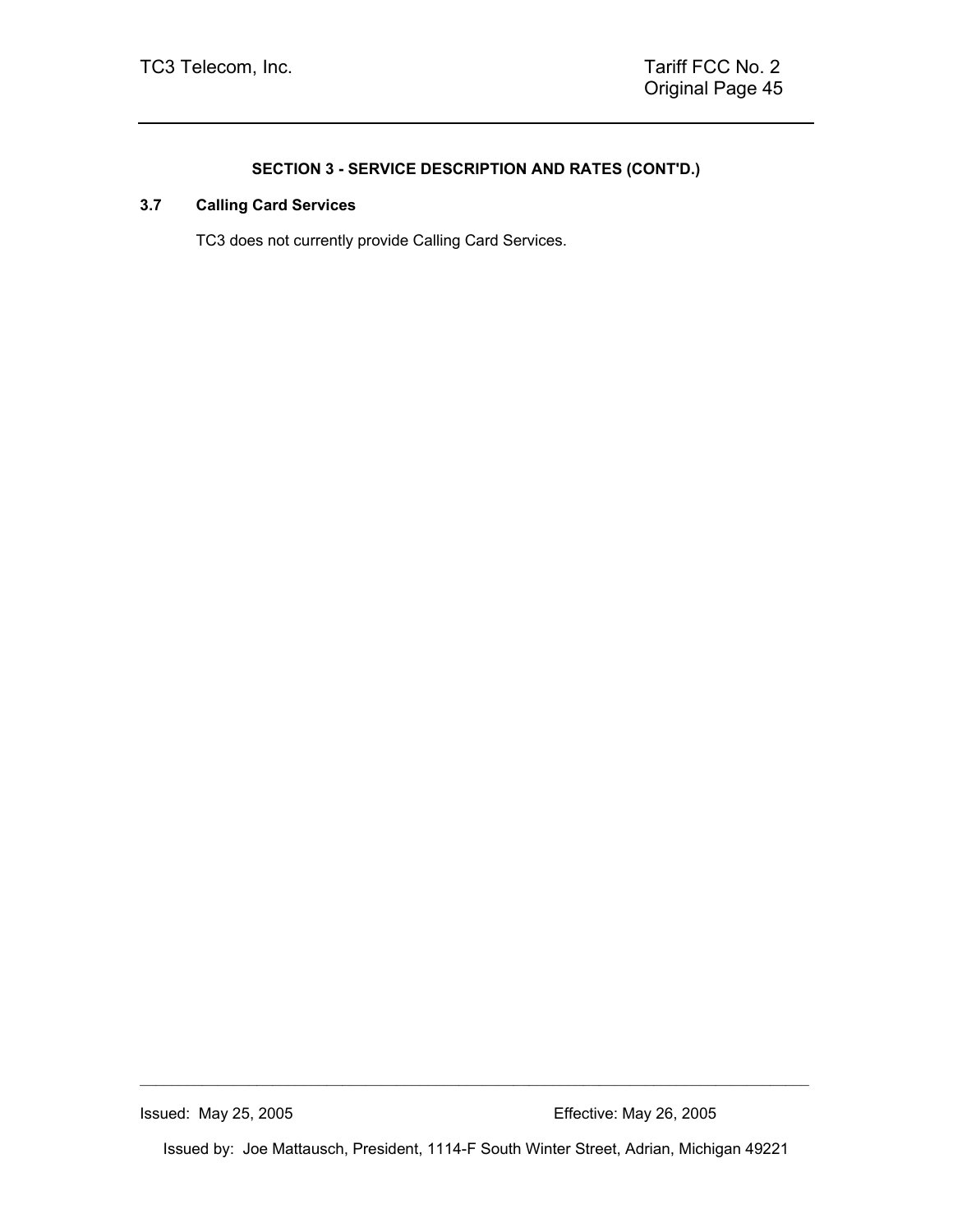**SECTION 3 - SERVICE DESCRIPTION AND RATES (CONT'D.)**

### 3.7 Calling Card Services

TC3 does not currently provide Calling Card Services.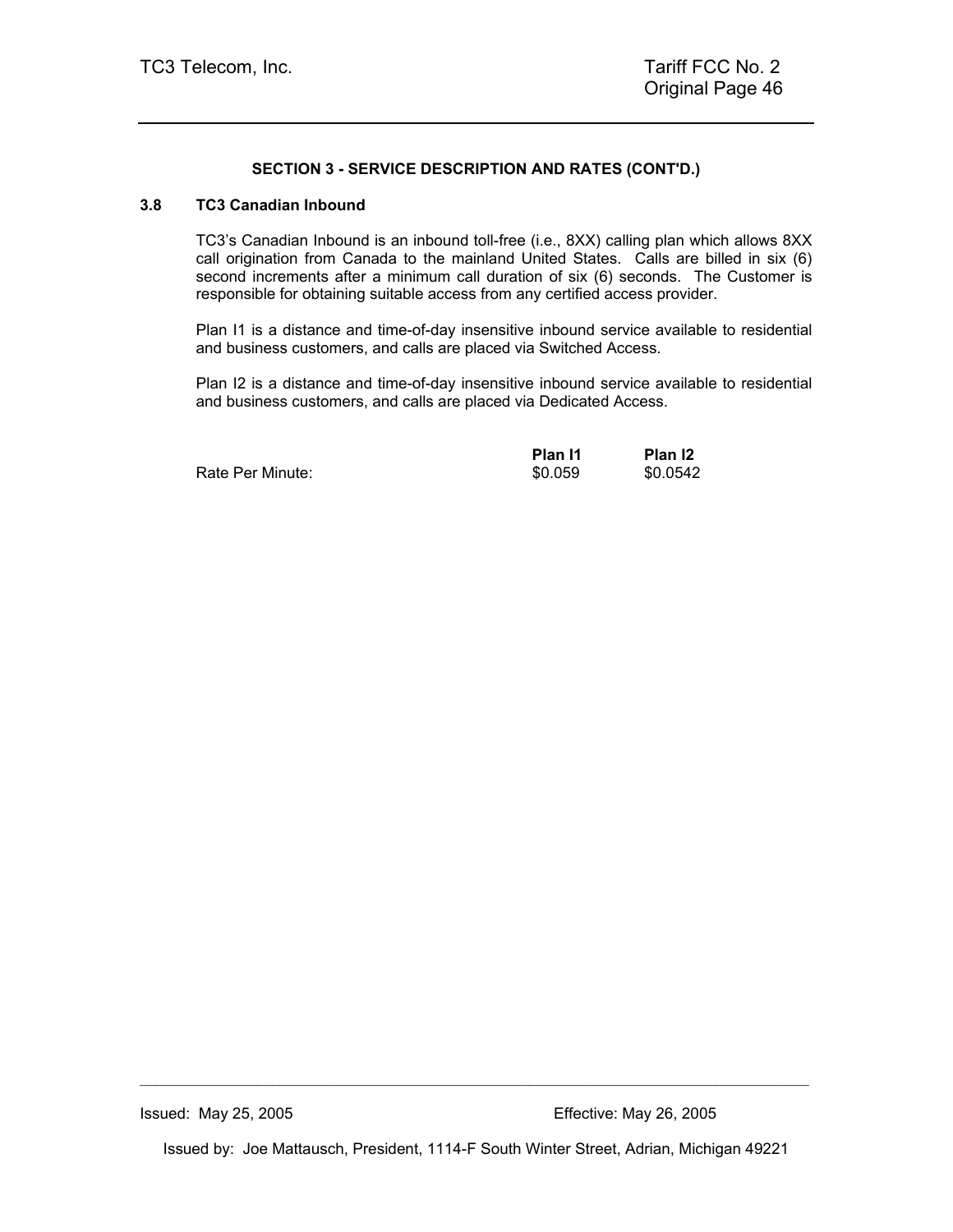### SECTION 3 - SERVICE DESCRIPTION AND RATES (CONT'D.)

### 3.8 TC3 Canadian Inbound

TC3's Canadian Inbound is an inbound toll-free (i.e., 8XX) calling plan which allows 8XX call origination from Canada to the mainland United States. Calls are billed in six (6) second increments after a minimum call duration of six (6) seconds. The Customer is responsible for obtaining suitable access from any certified access provider.

Plan I1 is a distance and time-of-day insensitive inbound service available to residential and business customers, and calls are placed via Switched Access.

Plan I2 is a distance and time-of-day insensitive inbound service available to residential and business customers, and calls are placed via Dedicated Access.

| | **Plan I1** | **Plan I2** |
|---|---|---|
| Rate Per Minute: | $0.059 | $0.0542 |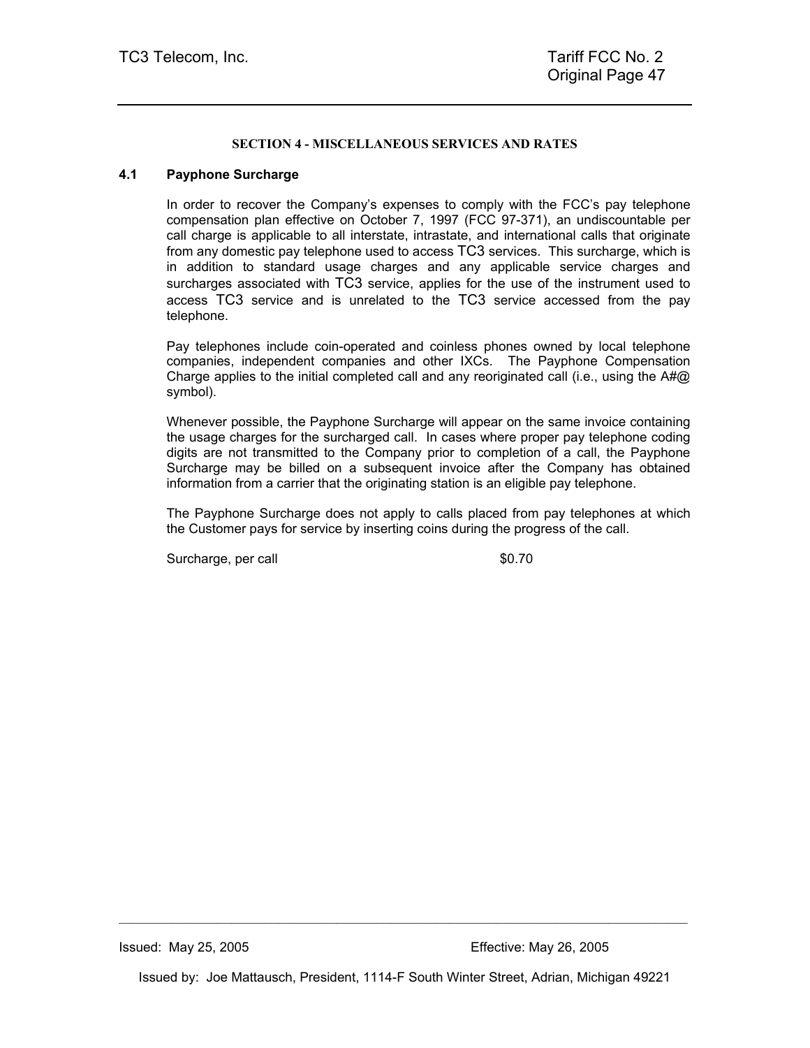## SECTION 4 - MISCELLANEOUS SERVICES AND RATES

### 4.1 Payphone Surcharge

In order to recover the Company's expenses to comply with the FCC's pay telephone compensation plan effective on October 7, 1997 (FCC 97-371), an undiscountable per call charge is applicable to all interstate, intrastate, and international calls that originate from any domestic pay telephone used to access TC3 services. This surcharge, which is in addition to standard usage charges and any applicable service charges and surcharges associated with TC3 service, applies for the use of the instrument used to access TC3 service and is unrelated to the TC3 service accessed from the pay telephone.

Pay telephones include coin-operated and coinless phones owned by local telephone companies, independent companies and other IXCs. The Payphone Compensation Charge applies to the initial completed call and any reoriginated call (i.e., using the A#@ symbol).

Whenever possible, the Payphone Surcharge will appear on the same invoice containing the usage charges for the surcharged call. In cases where proper pay telephone coding digits are not transmitted to the Company prior to completion of a call, the Payphone Surcharge may be billed on a subsequent invoice after the Company has obtained information from a carrier that the originating station is an eligible pay telephone.

The Payphone Surcharge does not apply to calls placed from pay telephones at which the Customer pays for service by inserting coins during the progress of the call.

Surcharge, per call $0.70

Issued: May 25, 2005 Effective: May 26, 2005

Issued by: Joe Mattausch, President, 1114-F South Winter Street, Adrian, Michigan 49221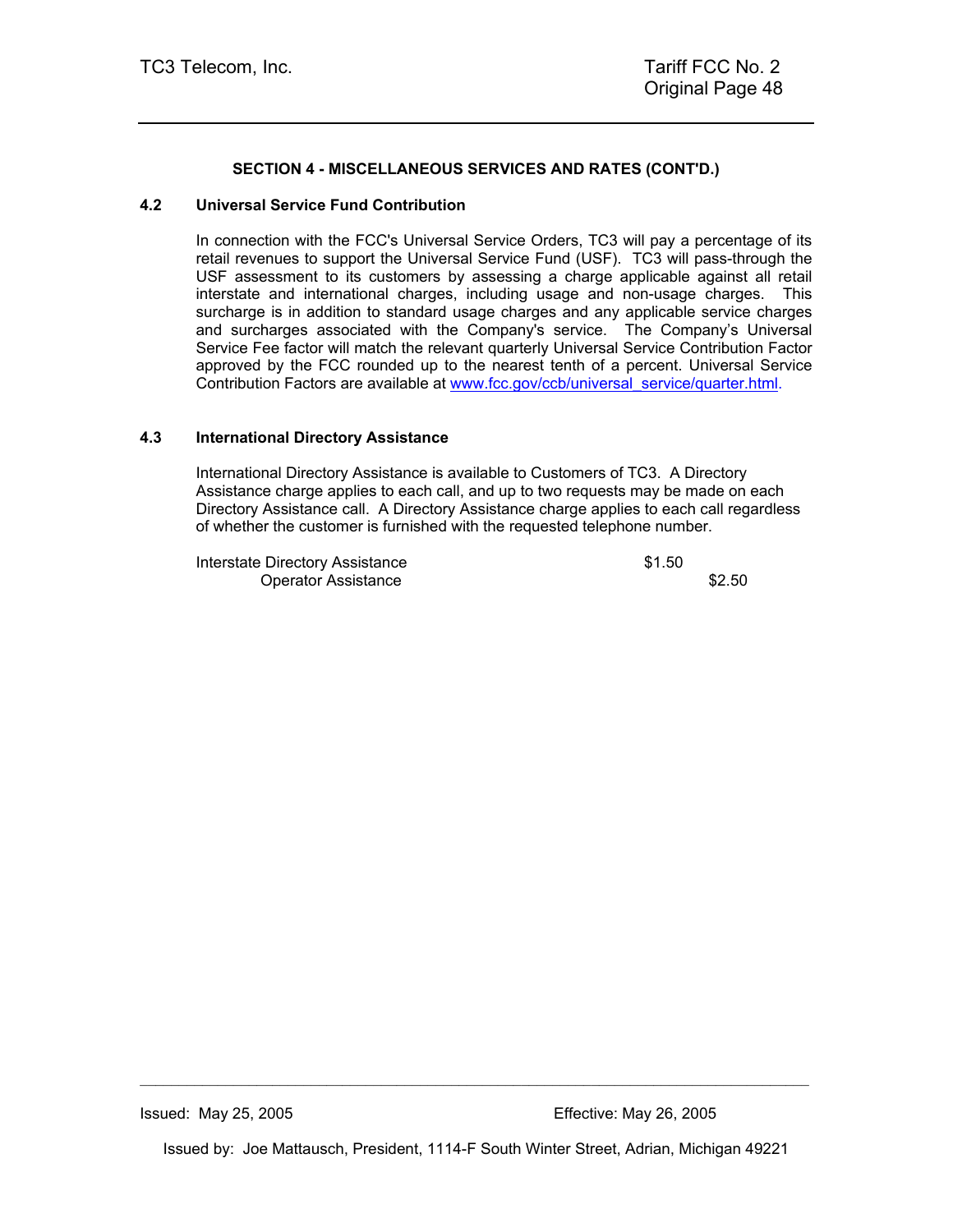## SECTION 4 - MISCELLANEOUS SERVICES AND RATES (CONT'D.)

### 4.2 Universal Service Fund Contribution

In connection with the FCC's Universal Service Orders, TC3 will pay a percentage of its retail revenues to support the Universal Service Fund (USF). TC3 will pass-through the USF assessment to its customers by assessing a charge applicable against all retail interstate and international charges, including usage and non-usage charges. This surcharge is in addition to standard usage charges and any applicable service charges and surcharges associated with the Company's service. The Company's Universal Service Fee factor will match the relevant quarterly Universal Service Contribution Factor approved by the FCC rounded up to the nearest tenth of a percent. Universal Service Contribution Factors are available at www.fcc.gov/ccb/universal_service/quarter.html.

### 4.3 International Directory Assistance

International Directory Assistance is available to Customers of TC3. A Directory Assistance charge applies to each call, and up to two requests may be made on each Directory Assistance call. A Directory Assistance charge applies to each call regardless of whether the customer is furnished with the requested telephone number.

| | | |
|---|---|---|
| Interstate Directory Assistance | $1.50 | |
| Operator Assistance | | $2.50 |

Issued: May 25, 2005 — Effective: May 26, 2005

Issued by: Joe Mattausch, President, 1114-F South Winter Street, Adrian, Michigan 49221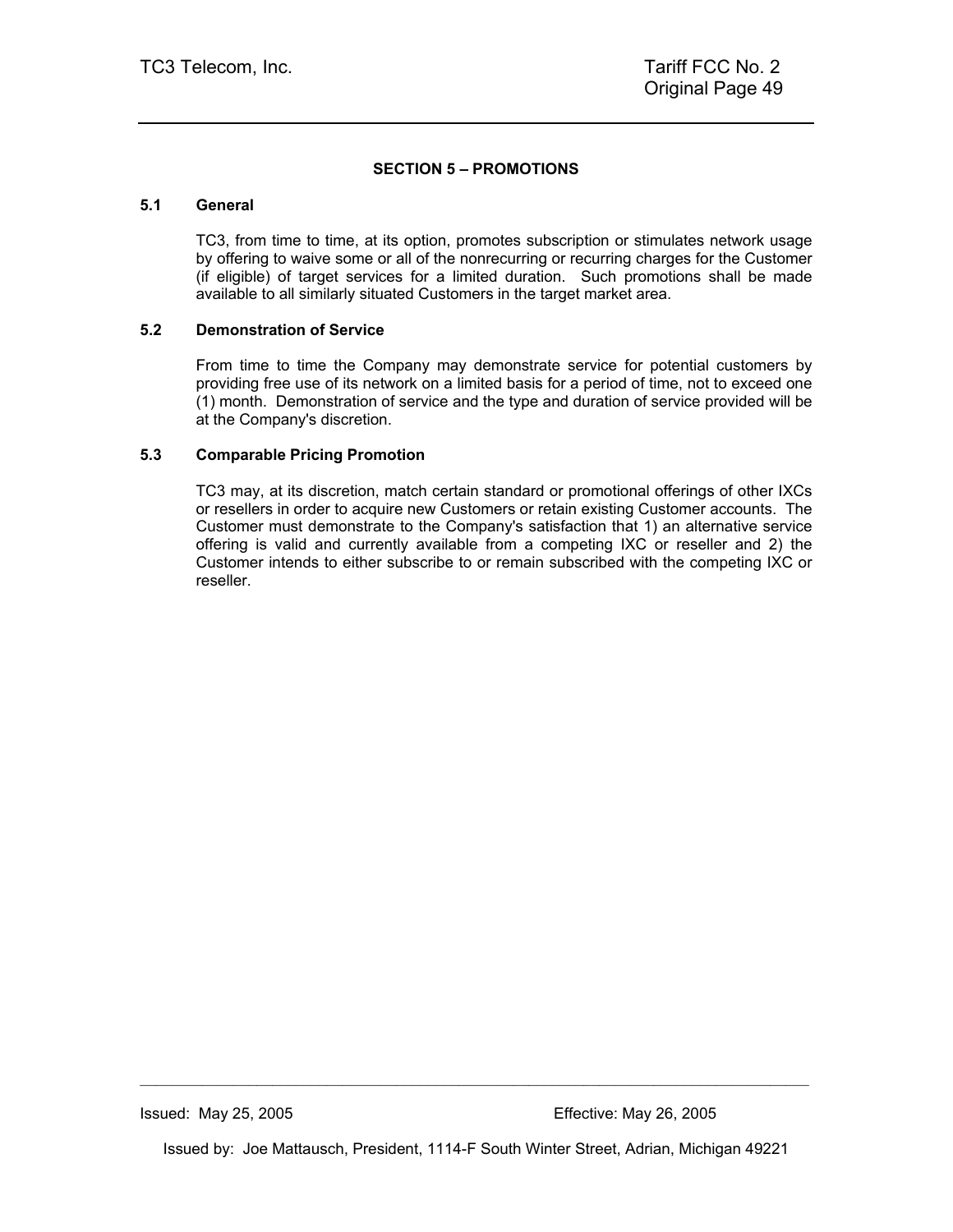## SECTION 5 – PROMOTIONS

### 5.1 General

TC3, from time to time, at its option, promotes subscription or stimulates network usage by offering to waive some or all of the nonrecurring or recurring charges for the Customer (if eligible) of target services for a limited duration. Such promotions shall be made available to all similarly situated Customers in the target market area.

### 5.2 Demonstration of Service

From time to time the Company may demonstrate service for potential customers by providing free use of its network on a limited basis for a period of time, not to exceed one (1) month. Demonstration of service and the type and duration of service provided will be at the Company's discretion.

### 5.3 Comparable Pricing Promotion

TC3 may, at its discretion, match certain standard or promotional offerings of other IXCs or resellers in order to acquire new Customers or retain existing Customer accounts. The Customer must demonstrate to the Company's satisfaction that 1) an alternative service offering is valid and currently available from a competing IXC or reseller and 2) the Customer intends to either subscribe to or remain subscribed with the competing IXC or reseller.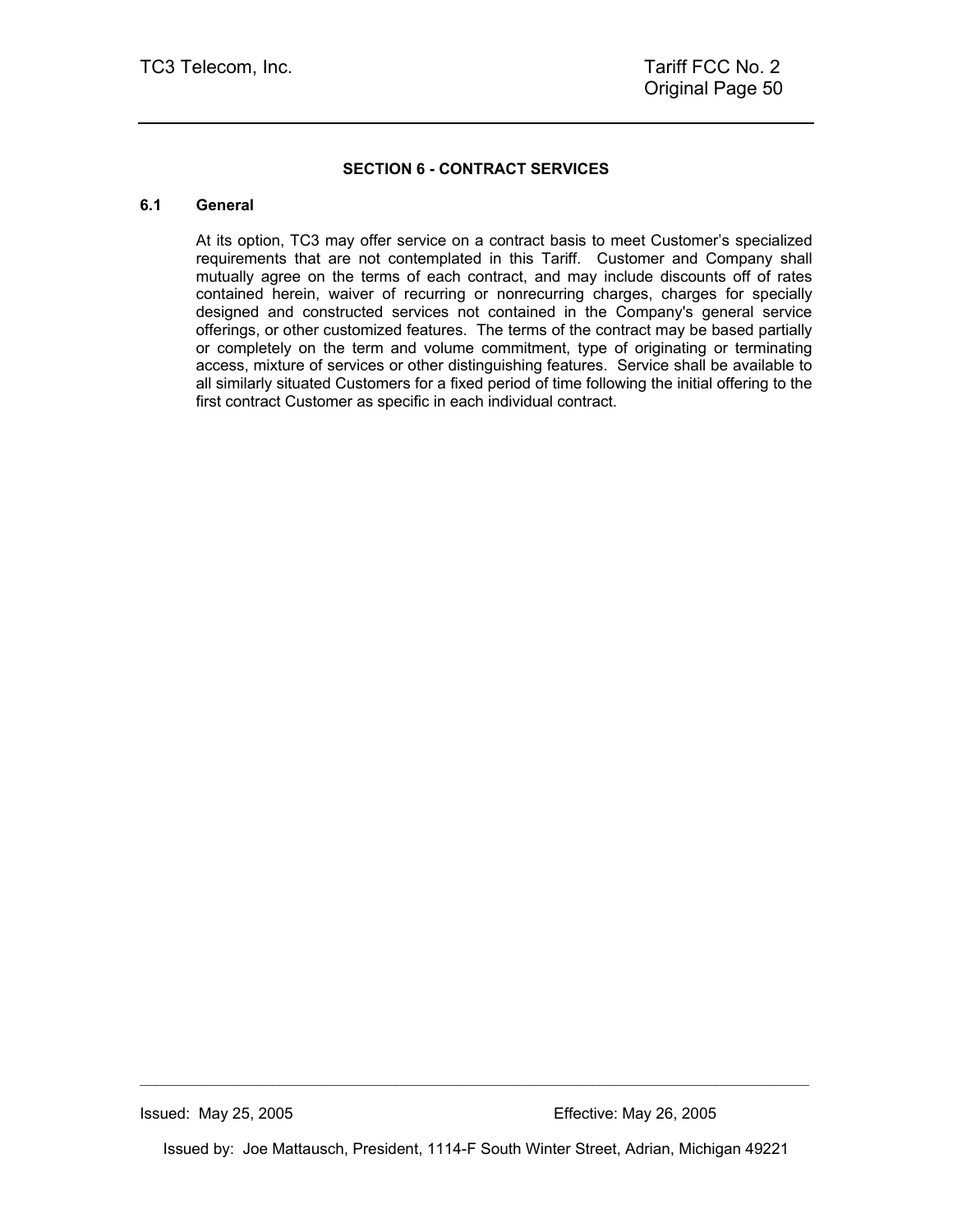## SECTION 6 - CONTRACT SERVICES

### 6.1 General

At its option, TC3 may offer service on a contract basis to meet Customer's specialized requirements that are not contemplated in this Tariff. Customer and Company shall mutually agree on the terms of each contract, and may include discounts off of rates contained herein, waiver of recurring or nonrecurring charges, charges for specially designed and constructed services not contained in the Company's general service offerings, or other customized features. The terms of the contract may be based partially or completely on the term and volume commitment, type of originating or terminating access, mixture of services or other distinguishing features. Service shall be available to all similarly situated Customers for a fixed period of time following the initial offering to the first contract Customer as specific in each individual contract.